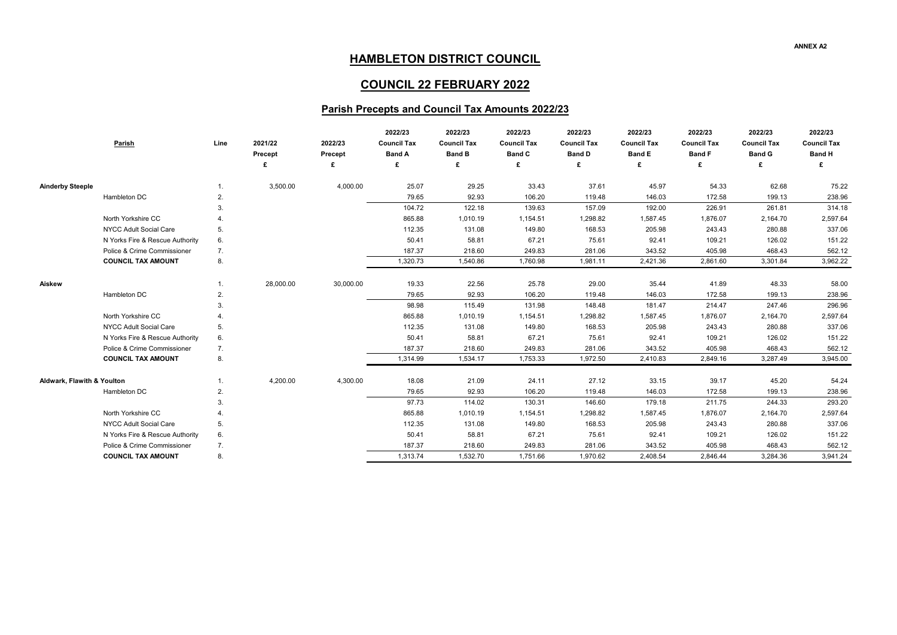ANNEX A2

# HAMBLETON DISTRICT COUNCIL

## COUNCIL 22 FEBRUARY 2022

### Parish Precepts and Council Tax Amounts 2022/23

| | Parish | Line | 2021/22 Precept £ | 2022/23 Precept £ | 2022/23 Council Tax Band A £ | 2022/23 Council Tax Band B £ | 2022/23 Council Tax Band C £ | 2022/23 Council Tax Band D £ | 2022/23 Council Tax Band E £ | 2022/23 Council Tax Band F £ | 2022/23 Council Tax Band G £ | 2022/23 Council Tax Band H £ |
|---|---|---|---|---|---|---|---|---|---|---|---|---|
| **Ainderby Steeple** | | 1. | 3,500.00 | 4,000.00 | 25.07 | 29.25 | 33.43 | 37.61 | 45.97 | 54.33 | 62.68 | 75.22 |
| | Hambleton DC | 2. | | | 79.65 | 92.93 | 106.20 | 119.48 | 146.03 | 172.58 | 199.13 | 238.96 |
| | | 3. | | | 104.72 | 122.18 | 139.63 | 157.09 | 192.00 | 226.91 | 261.81 | 314.18 |
| | North Yorkshire CC | 4. | | | 865.88 | 1,010.19 | 1,154.51 | 1,298.82 | 1,587.45 | 1,876.07 | 2,164.70 | 2,597.64 |
| | NYCC Adult Social Care | 5. | | | 112.35 | 131.08 | 149.80 | 168.53 | 205.98 | 243.43 | 280.88 | 337.06 |
| | N Yorks Fire & Rescue Authority | 6. | | | 50.41 | 58.81 | 67.21 | 75.61 | 92.41 | 109.21 | 126.02 | 151.22 |
| | Police & Crime Commissioner | 7. | | | 187.37 | 218.60 | 249.83 | 281.06 | 343.52 | 405.98 | 468.43 | 562.12 |
| | **COUNCIL TAX AMOUNT** | 8. | | | 1,320.73 | 1,540.86 | 1,760.98 | 1,981.11 | 2,421.36 | 2,861.60 | 3,301.84 | 3,962.22 |
| **Aiskew** | | 1. | 28,000.00 | 30,000.00 | 19.33 | 22.56 | 25.78 | 29.00 | 35.44 | 41.89 | 48.33 | 58.00 |
| | Hambleton DC | 2. | | | 79.65 | 92.93 | 106.20 | 119.48 | 146.03 | 172.58 | 199.13 | 238.96 |
| | | 3. | | | 98.98 | 115.49 | 131.98 | 148.48 | 181.47 | 214.47 | 247.46 | 296.96 |
| | North Yorkshire CC | 4. | | | 865.88 | 1,010.19 | 1,154.51 | 1,298.82 | 1,587.45 | 1,876.07 | 2,164.70 | 2,597.64 |
| | NYCC Adult Social Care | 5. | | | 112.35 | 131.08 | 149.80 | 168.53 | 205.98 | 243.43 | 280.88 | 337.06 |
| | N Yorks Fire & Rescue Authority | 6. | | | 50.41 | 58.81 | 67.21 | 75.61 | 92.41 | 109.21 | 126.02 | 151.22 |
| | Police & Crime Commissioner | 7. | | | 187.37 | 218.60 | 249.83 | 281.06 | 343.52 | 405.98 | 468.43 | 562.12 |
| | **COUNCIL TAX AMOUNT** | 8. | | | 1,314.99 | 1,534.17 | 1,753.33 | 1,972.50 | 2,410.83 | 2,849.16 | 3,287.49 | 3,945.00 |
| **Aldwark, Flawith & Youlton** | | 1. | 4,200.00 | 4,300.00 | 18.08 | 21.09 | 24.11 | 27.12 | 33.15 | 39.17 | 45.20 | 54.24 |
| | Hambleton DC | 2. | | | 79.65 | 92.93 | 106.20 | 119.48 | 146.03 | 172.58 | 199.13 | 238.96 |
| | | 3. | | | 97.73 | 114.02 | 130.31 | 146.60 | 179.18 | 211.75 | 244.33 | 293.20 |
| | North Yorkshire CC | 4. | | | 865.88 | 1,010.19 | 1,154.51 | 1,298.82 | 1,587.45 | 1,876.07 | 2,164.70 | 2,597.64 |
| | NYCC Adult Social Care | 5. | | | 112.35 | 131.08 | 149.80 | 168.53 | 205.98 | 243.43 | 280.88 | 337.06 |
| | N Yorks Fire & Rescue Authority | 6. | | | 50.41 | 58.81 | 67.21 | 75.61 | 92.41 | 109.21 | 126.02 | 151.22 |
| | Police & Crime Commissioner | 7. | | | 187.37 | 218.60 | 249.83 | 281.06 | 343.52 | 405.98 | 468.43 | 562.12 |
| | **COUNCIL TAX AMOUNT** | 8. | | | 1,313.74 | 1,532.70 | 1,751.66 | 1,970.62 | 2,408.54 | 2,846.44 | 3,284.36 | 3,941.24 |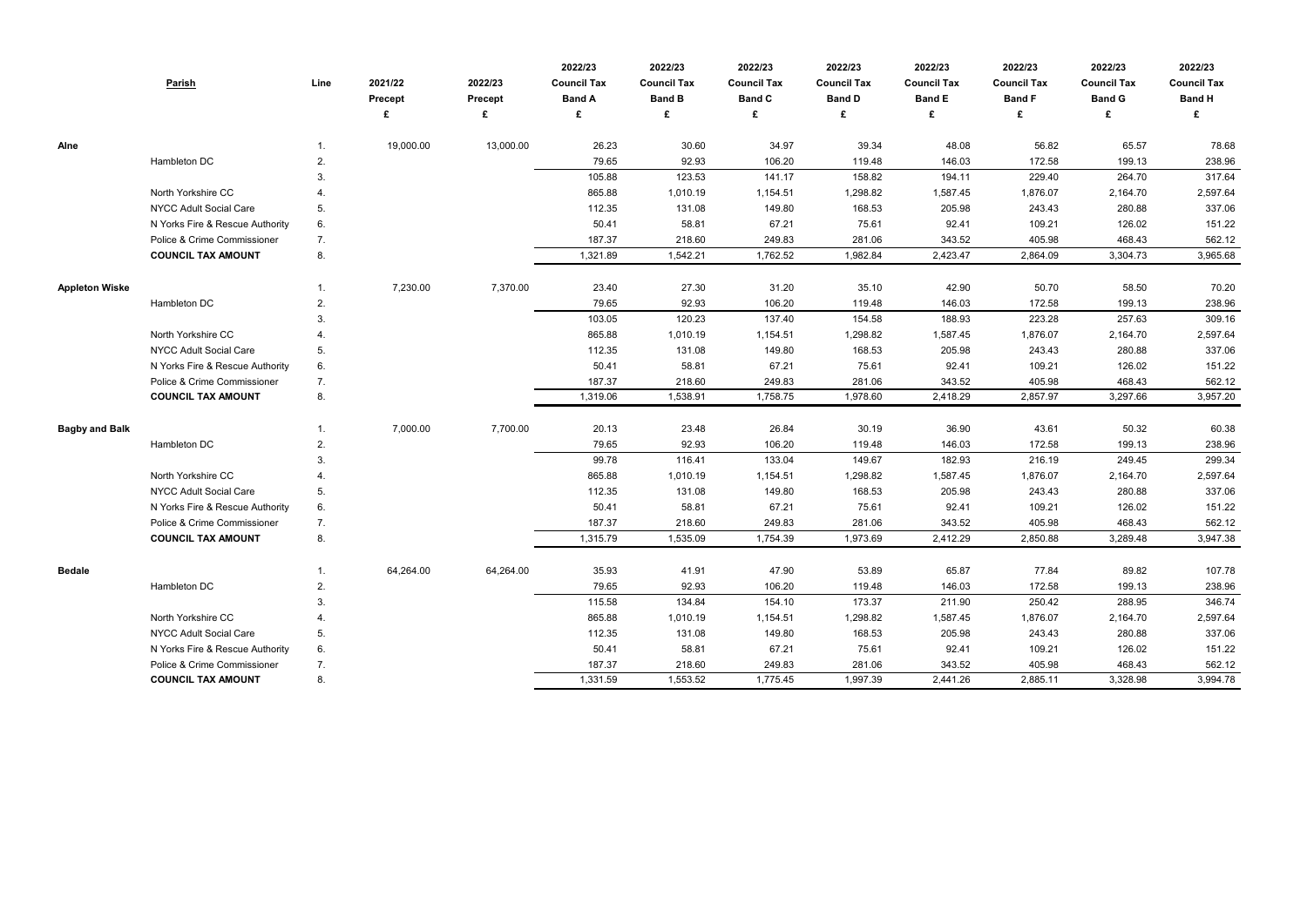| | Parish | Line | 2021/22 Precept £ | 2022/23 Precept £ | 2022/23 Council Tax Band A £ | 2022/23 Council Tax Band B £ | 2022/23 Council Tax Band C £ | 2022/23 Council Tax Band D £ | 2022/23 Council Tax Band E £ | 2022/23 Council Tax Band F £ | 2022/23 Council Tax Band G £ | 2022/23 Council Tax Band H £ |
|---|---|---|---|---|---|---|---|---|---|---|---|---|
| **Alne** | | 1. | 19,000.00 | 13,000.00 | 26.23 | 30.60 | 34.97 | 39.34 | 48.08 | 56.82 | 65.57 | 78.68 |
| | Hambleton DC | 2. | | | 79.65 | 92.93 | 106.20 | 119.48 | 146.03 | 172.58 | 199.13 | 238.96 |
| | | 3. | | | 105.88 | 123.53 | 141.17 | 158.82 | 194.11 | 229.40 | 264.70 | 317.64 |
| | North Yorkshire CC | 4. | | | 865.88 | 1,010.19 | 1,154.51 | 1,298.82 | 1,587.45 | 1,876.07 | 2,164.70 | 2,597.64 |
| | NYCC Adult Social Care | 5. | | | 112.35 | 131.08 | 149.80 | 168.53 | 205.98 | 243.43 | 280.88 | 337.06 |
| | N Yorks Fire & Rescue Authority | 6. | | | 50.41 | 58.81 | 67.21 | 75.61 | 92.41 | 109.21 | 126.02 | 151.22 |
| | Police & Crime Commissioner | 7. | | | 187.37 | 218.60 | 249.83 | 281.06 | 343.52 | 405.98 | 468.43 | 562.12 |
| | **COUNCIL TAX AMOUNT** | 8. | | | 1,321.89 | 1,542.21 | 1,762.52 | 1,982.84 | 2,423.47 | 2,864.09 | 3,304.73 | 3,965.68 |
| **Appleton Wiske** | | 1. | 7,230.00 | 7,370.00 | 23.40 | 27.30 | 31.20 | 35.10 | 42.90 | 50.70 | 58.50 | 70.20 |
| | Hambleton DC | 2. | | | 79.65 | 92.93 | 106.20 | 119.48 | 146.03 | 172.58 | 199.13 | 238.96 |
| | | 3. | | | 103.05 | 120.23 | 137.40 | 154.58 | 188.93 | 223.28 | 257.63 | 309.16 |
| | North Yorkshire CC | 4. | | | 865.88 | 1,010.19 | 1,154.51 | 1,298.82 | 1,587.45 | 1,876.07 | 2,164.70 | 2,597.64 |
| | NYCC Adult Social Care | 5. | | | 112.35 | 131.08 | 149.80 | 168.53 | 205.98 | 243.43 | 280.88 | 337.06 |
| | N Yorks Fire & Rescue Authority | 6. | | | 50.41 | 58.81 | 67.21 | 75.61 | 92.41 | 109.21 | 126.02 | 151.22 |
| | Police & Crime Commissioner | 7. | | | 187.37 | 218.60 | 249.83 | 281.06 | 343.52 | 405.98 | 468.43 | 562.12 |
| | **COUNCIL TAX AMOUNT** | 8. | | | 1,319.06 | 1,538.91 | 1,758.75 | 1,978.60 | 2,418.29 | 2,857.97 | 3,297.66 | 3,957.20 |
| **Bagby and Balk** | | 1. | 7,000.00 | 7,700.00 | 20.13 | 23.48 | 26.84 | 30.19 | 36.90 | 43.61 | 50.32 | 60.38 |
| | Hambleton DC | 2. | | | 79.65 | 92.93 | 106.20 | 119.48 | 146.03 | 172.58 | 199.13 | 238.96 |
| | | 3. | | | 99.78 | 116.41 | 133.04 | 149.67 | 182.93 | 216.19 | 249.45 | 299.34 |
| | North Yorkshire CC | 4. | | | 865.88 | 1,010.19 | 1,154.51 | 1,298.82 | 1,587.45 | 1,876.07 | 2,164.70 | 2,597.64 |
| | NYCC Adult Social Care | 5. | | | 112.35 | 131.08 | 149.80 | 168.53 | 205.98 | 243.43 | 280.88 | 337.06 |
| | N Yorks Fire & Rescue Authority | 6. | | | 50.41 | 58.81 | 67.21 | 75.61 | 92.41 | 109.21 | 126.02 | 151.22 |
| | Police & Crime Commissioner | 7. | | | 187.37 | 218.60 | 249.83 | 281.06 | 343.52 | 405.98 | 468.43 | 562.12 |
| | **COUNCIL TAX AMOUNT** | 8. | | | 1,315.79 | 1,535.09 | 1,754.39 | 1,973.69 | 2,412.29 | 2,850.88 | 3,289.48 | 3,947.38 |
| **Bedale** | | 1. | 64,264.00 | 64,264.00 | 35.93 | 41.91 | 47.90 | 53.89 | 65.87 | 77.84 | 89.82 | 107.78 |
| | Hambleton DC | 2. | | | 79.65 | 92.93 | 106.20 | 119.48 | 146.03 | 172.58 | 199.13 | 238.96 |
| | | 3. | | | 115.58 | 134.84 | 154.10 | 173.37 | 211.90 | 250.42 | 288.95 | 346.74 |
| | North Yorkshire CC | 4. | | | 865.88 | 1,010.19 | 1,154.51 | 1,298.82 | 1,587.45 | 1,876.07 | 2,164.70 | 2,597.64 |
| | NYCC Adult Social Care | 5. | | | 112.35 | 131.08 | 149.80 | 168.53 | 205.98 | 243.43 | 280.88 | 337.06 |
| | N Yorks Fire & Rescue Authority | 6. | | | 50.41 | 58.81 | 67.21 | 75.61 | 92.41 | 109.21 | 126.02 | 151.22 |
| | Police & Crime Commissioner | 7. | | | 187.37 | 218.60 | 249.83 | 281.06 | 343.52 | 405.98 | 468.43 | 562.12 |
| | **COUNCIL TAX AMOUNT** | 8. | | | 1,331.59 | 1,553.52 | 1,775.45 | 1,997.39 | 2,441.26 | 2,885.11 | 3,328.98 | 3,994.78 |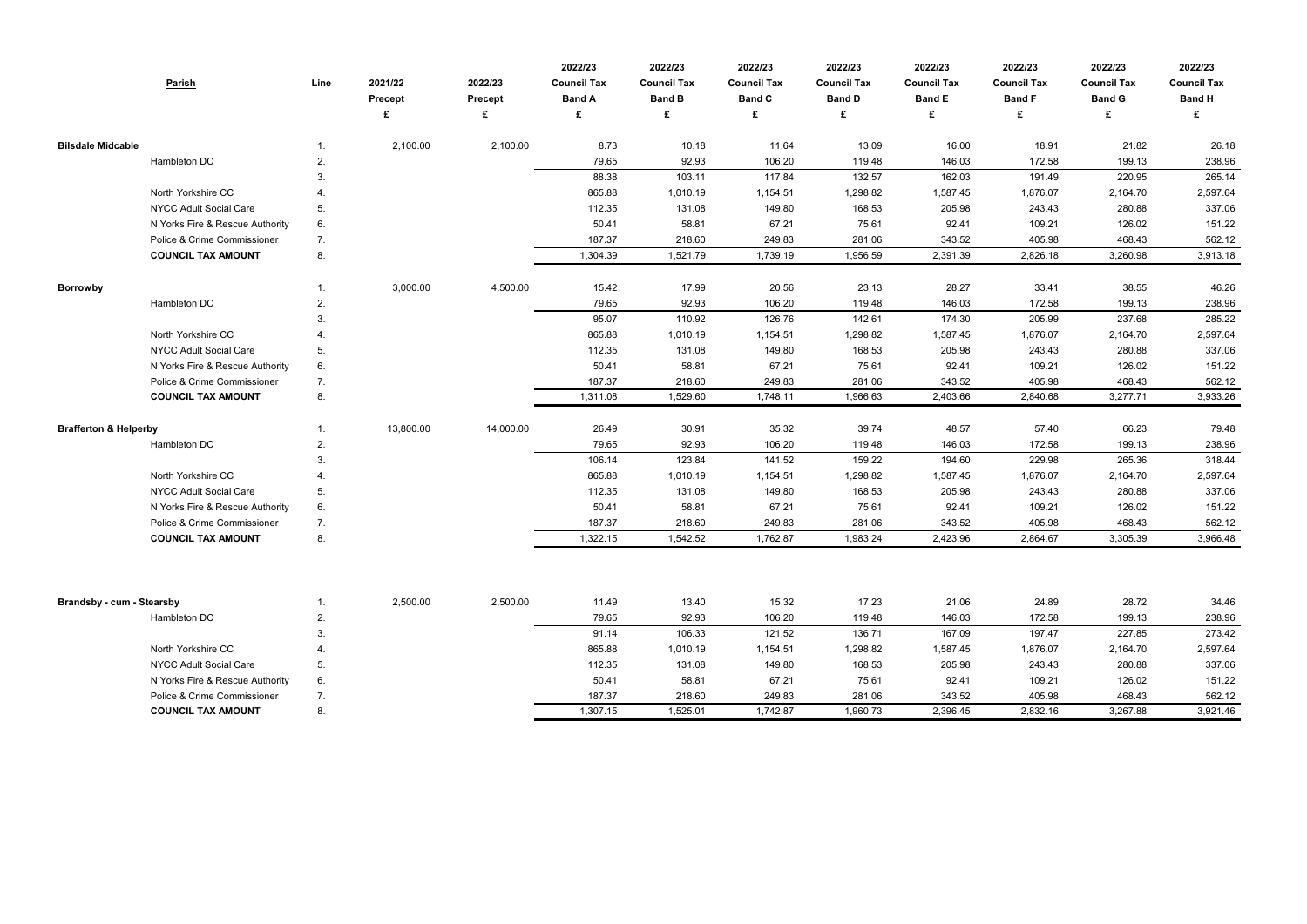| Parish | | Line | 2021/22 Precept £ | 2022/23 Precept £ | 2022/23 Council Tax Band A £ | 2022/23 Council Tax Band B £ | 2022/23 Council Tax Band C £ | 2022/23 Council Tax Band D £ | 2022/23 Council Tax Band E £ | 2022/23 Council Tax Band F £ | 2022/23 Council Tax Band G £ | 2022/23 Council Tax Band H £ |
|---|---|---|---|---|---|---|---|---|---|---|---|---|
| **Bilsdale Midcable** | | 1. | 2,100.00 | 2,100.00 | 8.73 | 10.18 | 11.64 | 13.09 | 16.00 | 18.91 | 21.82 | 26.18 |
| | Hambleton DC | 2. | | | 79.65 | 92.93 | 106.20 | 119.48 | 146.03 | 172.58 | 199.13 | 238.96 |
| | | 3. | | | 88.38 | 103.11 | 117.84 | 132.57 | 162.03 | 191.49 | 220.95 | 265.14 |
| | North Yorkshire CC | 4. | | | 865.88 | 1,010.19 | 1,154.51 | 1,298.82 | 1,587.45 | 1,876.07 | 2,164.70 | 2,597.64 |
| | NYCC Adult Social Care | 5. | | | 112.35 | 131.08 | 149.80 | 168.53 | 205.98 | 243.43 | 280.88 | 337.06 |
| | N Yorks Fire & Rescue Authority | 6. | | | 50.41 | 58.81 | 67.21 | 75.61 | 92.41 | 109.21 | 126.02 | 151.22 |
| | Police & Crime Commissioner | 7. | | | 187.37 | 218.60 | 249.83 | 281.06 | 343.52 | 405.98 | 468.43 | 562.12 |
| | **COUNCIL TAX AMOUNT** | 8. | | | 1,304.39 | 1,521.79 | 1,739.19 | 1,956.59 | 2,391.39 | 2,826.18 | 3,260.98 | 3,913.18 |
| **Borrowby** | | 1. | 3,000.00 | 4,500.00 | 15.42 | 17.99 | 20.56 | 23.13 | 28.27 | 33.41 | 38.55 | 46.26 |
| | Hambleton DC | 2. | | | 79.65 | 92.93 | 106.20 | 119.48 | 146.03 | 172.58 | 199.13 | 238.96 |
| | | 3. | | | 95.07 | 110.92 | 126.76 | 142.61 | 174.30 | 205.99 | 237.68 | 285.22 |
| | North Yorkshire CC | 4. | | | 865.88 | 1,010.19 | 1,154.51 | 1,298.82 | 1,587.45 | 1,876.07 | 2,164.70 | 2,597.64 |
| | NYCC Adult Social Care | 5. | | | 112.35 | 131.08 | 149.80 | 168.53 | 205.98 | 243.43 | 280.88 | 337.06 |
| | N Yorks Fire & Rescue Authority | 6. | | | 50.41 | 58.81 | 67.21 | 75.61 | 92.41 | 109.21 | 126.02 | 151.22 |
| | Police & Crime Commissioner | 7. | | | 187.37 | 218.60 | 249.83 | 281.06 | 343.52 | 405.98 | 468.43 | 562.12 |
| | **COUNCIL TAX AMOUNT** | 8. | | | 1,311.08 | 1,529.60 | 1,748.11 | 1,966.63 | 2,403.66 | 2,840.68 | 3,277.71 | 3,933.26 |
| **Brafferton & Helperby** | | 1. | 13,800.00 | 14,000.00 | 26.49 | 30.91 | 35.32 | 39.74 | 48.57 | 57.40 | 66.23 | 79.48 |
| | Hambleton DC | 2. | | | 79.65 | 92.93 | 106.20 | 119.48 | 146.03 | 172.58 | 199.13 | 238.96 |
| | | 3. | | | 106.14 | 123.84 | 141.52 | 159.22 | 194.60 | 229.98 | 265.36 | 318.44 |
| | North Yorkshire CC | 4. | | | 865.88 | 1,010.19 | 1,154.51 | 1,298.82 | 1,587.45 | 1,876.07 | 2,164.70 | 2,597.64 |
| | NYCC Adult Social Care | 5. | | | 112.35 | 131.08 | 149.80 | 168.53 | 205.98 | 243.43 | 280.88 | 337.06 |
| | N Yorks Fire & Rescue Authority | 6. | | | 50.41 | 58.81 | 67.21 | 75.61 | 92.41 | 109.21 | 126.02 | 151.22 |
| | Police & Crime Commissioner | 7. | | | 187.37 | 218.60 | 249.83 | 281.06 | 343.52 | 405.98 | 468.43 | 562.12 |
| | **COUNCIL TAX AMOUNT** | 8. | | | 1,322.15 | 1,542.52 | 1,762.87 | 1,983.24 | 2,423.96 | 2,864.67 | 3,305.39 | 3,966.48 |
| **Brandsby - cum - Stearsby** | | 1. | 2,500.00 | 2,500.00 | 11.49 | 13.40 | 15.32 | 17.23 | 21.06 | 24.89 | 28.72 | 34.46 |
| | Hambleton DC | 2. | | | 79.65 | 92.93 | 106.20 | 119.48 | 146.03 | 172.58 | 199.13 | 238.96 |
| | | 3. | | | 91.14 | 106.33 | 121.52 | 136.71 | 167.09 | 197.47 | 227.85 | 273.42 |
| | North Yorkshire CC | 4. | | | 865.88 | 1,010.19 | 1,154.51 | 1,298.82 | 1,587.45 | 1,876.07 | 2,164.70 | 2,597.64 |
| | NYCC Adult Social Care | 5. | | | 112.35 | 131.08 | 149.80 | 168.53 | 205.98 | 243.43 | 280.88 | 337.06 |
| | N Yorks Fire & Rescue Authority | 6. | | | 50.41 | 58.81 | 67.21 | 75.61 | 92.41 | 109.21 | 126.02 | 151.22 |
| | Police & Crime Commissioner | 7. | | | 187.37 | 218.60 | 249.83 | 281.06 | 343.52 | 405.98 | 468.43 | 562.12 |
| | **COUNCIL TAX AMOUNT** | 8. | | | 1,307.15 | 1,525.01 | 1,742.87 | 1,960.73 | 2,396.45 | 2,832.16 | 3,267.88 | 3,921.46 |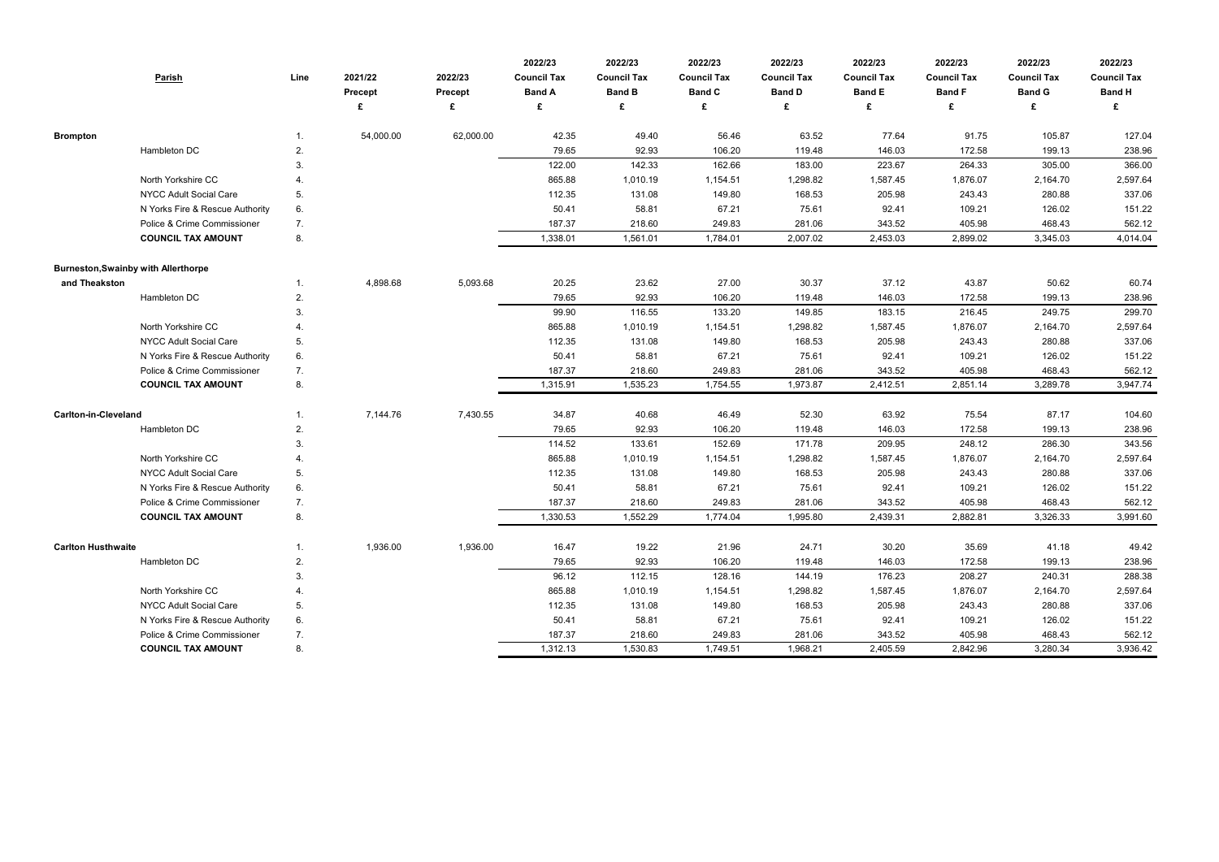| Parish | | Line | 2021/22 Precept £ | 2022/23 Precept £ | 2022/23 Council Tax Band A £ | 2022/23 Council Tax Band B £ | 2022/23 Council Tax Band C £ | 2022/23 Council Tax Band D £ | 2022/23 Council Tax Band E £ | 2022/23 Council Tax Band F £ | 2022/23 Council Tax Band G £ | 2022/23 Council Tax Band H £ |
|---|---|---|---|---|---|---|---|---|---|---|---|---|
| **Brompton** | | 1. | 54,000.00 | 62,000.00 | 42.35 | 49.40 | 56.46 | 63.52 | 77.64 | 91.75 | 105.87 | 127.04 |
| | Hambleton DC | 2. | | | 79.65 | 92.93 | 106.20 | 119.48 | 146.03 | 172.58 | 199.13 | 238.96 |
| | | 3. | | | 122.00 | 142.33 | 162.66 | 183.00 | 223.67 | 264.33 | 305.00 | 366.00 |
| | North Yorkshire CC | 4. | | | 865.88 | 1,010.19 | 1,154.51 | 1,298.82 | 1,587.45 | 1,876.07 | 2,164.70 | 2,597.64 |
| | NYCC Adult Social Care | 5. | | | 112.35 | 131.08 | 149.80 | 168.53 | 205.98 | 243.43 | 280.88 | 337.06 |
| | N Yorks Fire & Rescue Authority | 6. | | | 50.41 | 58.81 | 67.21 | 75.61 | 92.41 | 109.21 | 126.02 | 151.22 |
| | Police & Crime Commissioner | 7. | | | 187.37 | 218.60 | 249.83 | 281.06 | 343.52 | 405.98 | 468.43 | 562.12 |
| | **COUNCIL TAX AMOUNT** | 8. | | | 1,338.01 | 1,561.01 | 1,784.01 | 2,007.02 | 2,453.03 | 2,899.02 | 3,345.03 | 4,014.04 |
| **Burneston,Swainby with Allerthorpe and Theakston** | | 1. | 4,898.68 | 5,093.68 | 20.25 | 23.62 | 27.00 | 30.37 | 37.12 | 43.87 | 50.62 | 60.74 |
| | Hambleton DC | 2. | | | 79.65 | 92.93 | 106.20 | 119.48 | 146.03 | 172.58 | 199.13 | 238.96 |
| | | 3. | | | 99.90 | 116.55 | 133.20 | 149.85 | 183.15 | 216.45 | 249.75 | 299.70 |
| | North Yorkshire CC | 4. | | | 865.88 | 1,010.19 | 1,154.51 | 1,298.82 | 1,587.45 | 1,876.07 | 2,164.70 | 2,597.64 |
| | NYCC Adult Social Care | 5. | | | 112.35 | 131.08 | 149.80 | 168.53 | 205.98 | 243.43 | 280.88 | 337.06 |
| | N Yorks Fire & Rescue Authority | 6. | | | 50.41 | 58.81 | 67.21 | 75.61 | 92.41 | 109.21 | 126.02 | 151.22 |
| | Police & Crime Commissioner | 7. | | | 187.37 | 218.60 | 249.83 | 281.06 | 343.52 | 405.98 | 468.43 | 562.12 |
| | **COUNCIL TAX AMOUNT** | 8. | | | 1,315.91 | 1,535.23 | 1,754.55 | 1,973.87 | 2,412.51 | 2,851.14 | 3,289.78 | 3,947.74 |
| **Carlton-in-Cleveland** | | 1. | 7,144.76 | 7,430.55 | 34.87 | 40.68 | 46.49 | 52.30 | 63.92 | 75.54 | 87.17 | 104.60 |
| | Hambleton DC | 2. | | | 79.65 | 92.93 | 106.20 | 119.48 | 146.03 | 172.58 | 199.13 | 238.96 |
| | | 3. | | | 114.52 | 133.61 | 152.69 | 171.78 | 209.95 | 248.12 | 286.30 | 343.56 |
| | North Yorkshire CC | 4. | | | 865.88 | 1,010.19 | 1,154.51 | 1,298.82 | 1,587.45 | 1,876.07 | 2,164.70 | 2,597.64 |
| | NYCC Adult Social Care | 5. | | | 112.35 | 131.08 | 149.80 | 168.53 | 205.98 | 243.43 | 280.88 | 337.06 |
| | N Yorks Fire & Rescue Authority | 6. | | | 50.41 | 58.81 | 67.21 | 75.61 | 92.41 | 109.21 | 126.02 | 151.22 |
| | Police & Crime Commissioner | 7. | | | 187.37 | 218.60 | 249.83 | 281.06 | 343.52 | 405.98 | 468.43 | 562.12 |
| | **COUNCIL TAX AMOUNT** | 8. | | | 1,330.53 | 1,552.29 | 1,774.04 | 1,995.80 | 2,439.31 | 2,882.81 | 3,326.33 | 3,991.60 |
| **Carlton Husthwaite** | | 1. | 1,936.00 | 1,936.00 | 16.47 | 19.22 | 21.96 | 24.71 | 30.20 | 35.69 | 41.18 | 49.42 |
| | Hambleton DC | 2. | | | 79.65 | 92.93 | 106.20 | 119.48 | 146.03 | 172.58 | 199.13 | 238.96 |
| | | 3. | | | 96.12 | 112.15 | 128.16 | 144.19 | 176.23 | 208.27 | 240.31 | 288.38 |
| | North Yorkshire CC | 4. | | | 865.88 | 1,010.19 | 1,154.51 | 1,298.82 | 1,587.45 | 1,876.07 | 2,164.70 | 2,597.64 |
| | NYCC Adult Social Care | 5. | | | 112.35 | 131.08 | 149.80 | 168.53 | 205.98 | 243.43 | 280.88 | 337.06 |
| | N Yorks Fire & Rescue Authority | 6. | | | 50.41 | 58.81 | 67.21 | 75.61 | 92.41 | 109.21 | 126.02 | 151.22 |
| | Police & Crime Commissioner | 7. | | | 187.37 | 218.60 | 249.83 | 281.06 | 343.52 | 405.98 | 468.43 | 562.12 |
| | **COUNCIL TAX AMOUNT** | 8. | | | 1,312.13 | 1,530.83 | 1,749.51 | 1,968.21 | 2,405.59 | 2,842.96 | 3,280.34 | 3,936.42 |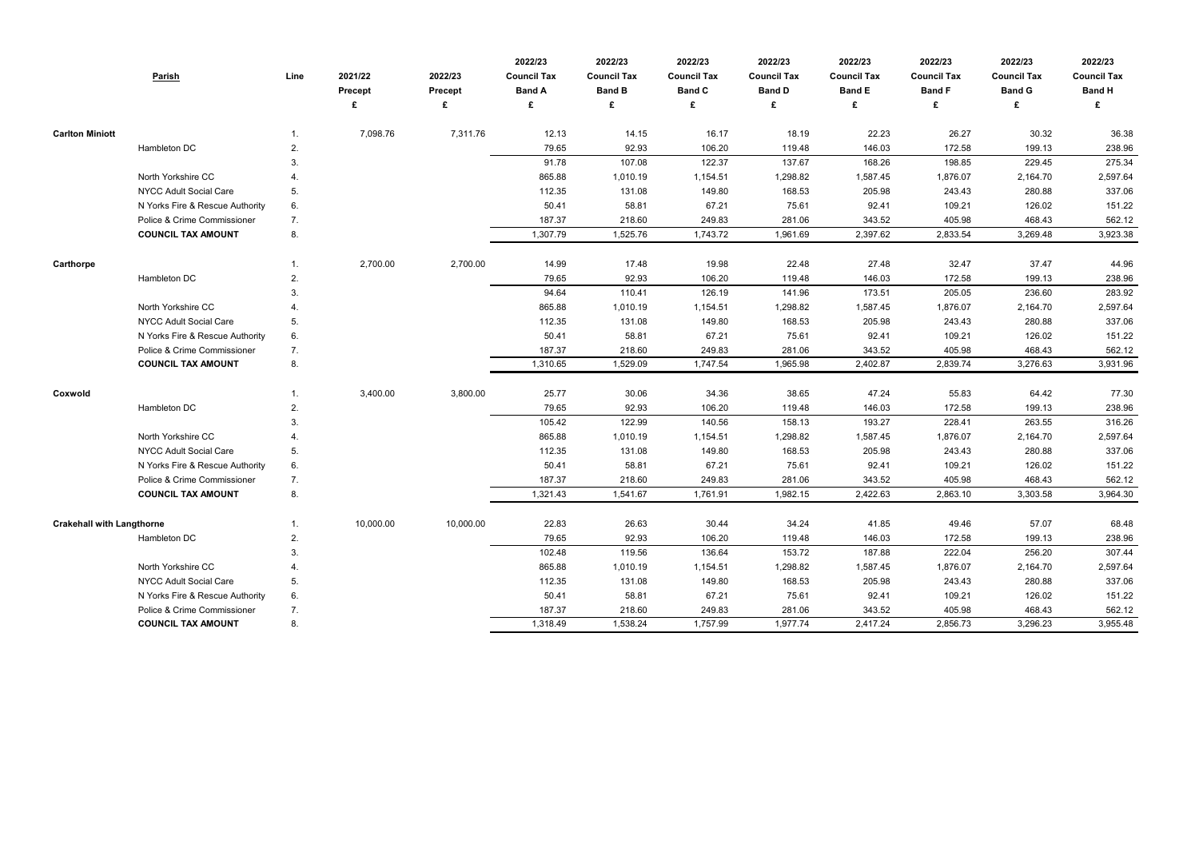| Parish | | Line | 2021/22 Precept £ | 2022/23 Precept £ | 2022/23 Council Tax Band A £ | 2022/23 Council Tax Band B £ | 2022/23 Council Tax Band C £ | 2022/23 Council Tax Band D £ | 2022/23 Council Tax Band E £ | 2022/23 Council Tax Band F £ | 2022/23 Council Tax Band G £ | 2022/23 Council Tax Band H £ |
|---|---|---|---|---|---|---|---|---|---|---|---|---|
| **Carlton Miniott** | | 1. | 7,098.76 | 7,311.76 | 12.13 | 14.15 | 16.17 | 18.19 | 22.23 | 26.27 | 30.32 | 36.38 |
| | Hambleton DC | 2. | | | 79.65 | 92.93 | 106.20 | 119.48 | 146.03 | 172.58 | 199.13 | 238.96 |
| | | 3. | | | 91.78 | 107.08 | 122.37 | 137.67 | 168.26 | 198.85 | 229.45 | 275.34 |
| | North Yorkshire CC | 4. | | | 865.88 | 1,010.19 | 1,154.51 | 1,298.82 | 1,587.45 | 1,876.07 | 2,164.70 | 2,597.64 |
| | NYCC Adult Social Care | 5. | | | 112.35 | 131.08 | 149.80 | 168.53 | 205.98 | 243.43 | 280.88 | 337.06 |
| | N Yorks Fire & Rescue Authority | 6. | | | 50.41 | 58.81 | 67.21 | 75.61 | 92.41 | 109.21 | 126.02 | 151.22 |
| | Police & Crime Commissioner | 7. | | | 187.37 | 218.60 | 249.83 | 281.06 | 343.52 | 405.98 | 468.43 | 562.12 |
| | **COUNCIL TAX AMOUNT** | 8. | | | 1,307.79 | 1,525.76 | 1,743.72 | 1,961.69 | 2,397.62 | 2,833.54 | 3,269.48 | 3,923.38 |
| **Carthorpe** | | 1. | 2,700.00 | 2,700.00 | 14.99 | 17.48 | 19.98 | 22.48 | 27.48 | 32.47 | 37.47 | 44.96 |
| | Hambleton DC | 2. | | | 79.65 | 92.93 | 106.20 | 119.48 | 146.03 | 172.58 | 199.13 | 238.96 |
| | | 3. | | | 94.64 | 110.41 | 126.19 | 141.96 | 173.51 | 205.05 | 236.60 | 283.92 |
| | North Yorkshire CC | 4. | | | 865.88 | 1,010.19 | 1,154.51 | 1,298.82 | 1,587.45 | 1,876.07 | 2,164.70 | 2,597.64 |
| | NYCC Adult Social Care | 5. | | | 112.35 | 131.08 | 149.80 | 168.53 | 205.98 | 243.43 | 280.88 | 337.06 |
| | N Yorks Fire & Rescue Authority | 6. | | | 50.41 | 58.81 | 67.21 | 75.61 | 92.41 | 109.21 | 126.02 | 151.22 |
| | Police & Crime Commissioner | 7. | | | 187.37 | 218.60 | 249.83 | 281.06 | 343.52 | 405.98 | 468.43 | 562.12 |
| | **COUNCIL TAX AMOUNT** | 8. | | | 1,310.65 | 1,529.09 | 1,747.54 | 1,965.98 | 2,402.87 | 2,839.74 | 3,276.63 | 3,931.96 |
| **Coxwold** | | 1. | 3,400.00 | 3,800.00 | 25.77 | 30.06 | 34.36 | 38.65 | 47.24 | 55.83 | 64.42 | 77.30 |
| | Hambleton DC | 2. | | | 79.65 | 92.93 | 106.20 | 119.48 | 146.03 | 172.58 | 199.13 | 238.96 |
| | | 3. | | | 105.42 | 122.99 | 140.56 | 158.13 | 193.27 | 228.41 | 263.55 | 316.26 |
| | North Yorkshire CC | 4. | | | 865.88 | 1,010.19 | 1,154.51 | 1,298.82 | 1,587.45 | 1,876.07 | 2,164.70 | 2,597.64 |
| | NYCC Adult Social Care | 5. | | | 112.35 | 131.08 | 149.80 | 168.53 | 205.98 | 243.43 | 280.88 | 337.06 |
| | N Yorks Fire & Rescue Authority | 6. | | | 50.41 | 58.81 | 67.21 | 75.61 | 92.41 | 109.21 | 126.02 | 151.22 |
| | Police & Crime Commissioner | 7. | | | 187.37 | 218.60 | 249.83 | 281.06 | 343.52 | 405.98 | 468.43 | 562.12 |
| | **COUNCIL TAX AMOUNT** | 8. | | | 1,321.43 | 1,541.67 | 1,761.91 | 1,982.15 | 2,422.63 | 2,863.10 | 3,303.58 | 3,964.30 |
| **Crakehall with Langthorne** | | 1. | 10,000.00 | 10,000.00 | 22.83 | 26.63 | 30.44 | 34.24 | 41.85 | 49.46 | 57.07 | 68.48 |
| | Hambleton DC | 2. | | | 79.65 | 92.93 | 106.20 | 119.48 | 146.03 | 172.58 | 199.13 | 238.96 |
| | | 3. | | | 102.48 | 119.56 | 136.64 | 153.72 | 187.88 | 222.04 | 256.20 | 307.44 |
| | North Yorkshire CC | 4. | | | 865.88 | 1,010.19 | 1,154.51 | 1,298.82 | 1,587.45 | 1,876.07 | 2,164.70 | 2,597.64 |
| | NYCC Adult Social Care | 5. | | | 112.35 | 131.08 | 149.80 | 168.53 | 205.98 | 243.43 | 280.88 | 337.06 |
| | N Yorks Fire & Rescue Authority | 6. | | | 50.41 | 58.81 | 67.21 | 75.61 | 92.41 | 109.21 | 126.02 | 151.22 |
| | Police & Crime Commissioner | 7. | | | 187.37 | 218.60 | 249.83 | 281.06 | 343.52 | 405.98 | 468.43 | 562.12 |
| | **COUNCIL TAX AMOUNT** | 8. | | | 1,318.49 | 1,538.24 | 1,757.99 | 1,977.74 | 2,417.24 | 2,856.73 | 3,296.23 | 3,955.48 |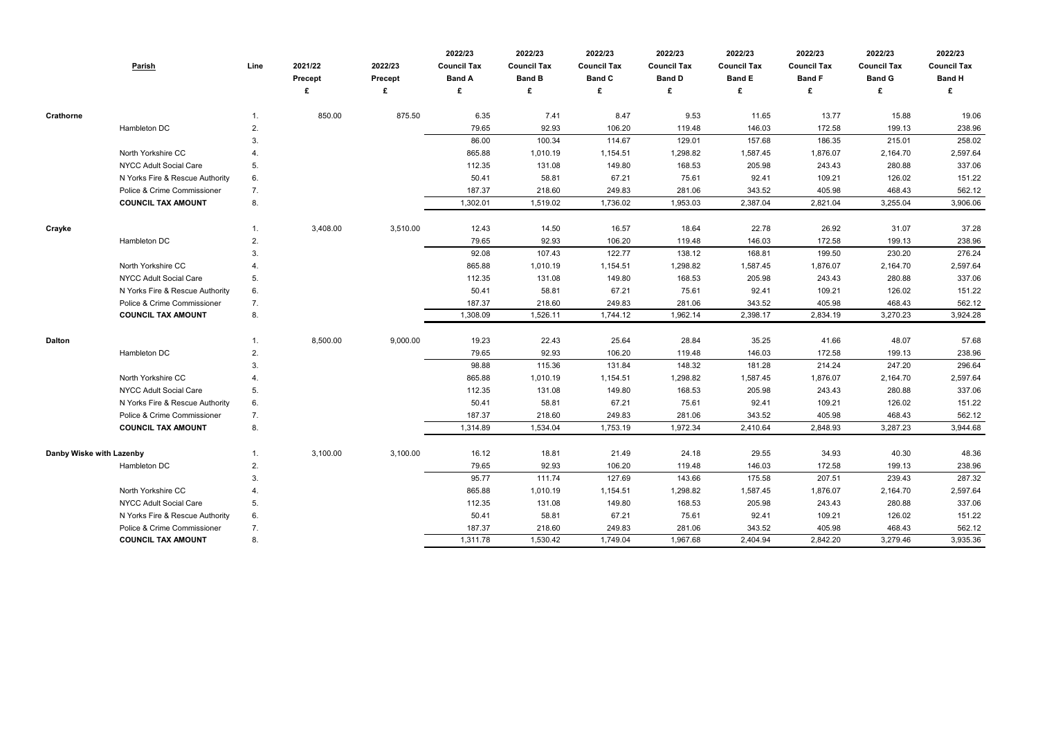| Parish | | Line | 2021/22 Precept £ | 2022/23 Precept £ | 2022/23 Council Tax Band A £ | 2022/23 Council Tax Band B £ | 2022/23 Council Tax Band C £ | 2022/23 Council Tax Band D £ | 2022/23 Council Tax Band E £ | 2022/23 Council Tax Band F £ | 2022/23 Council Tax Band G £ | 2022/23 Council Tax Band H £ |
|---|---|---|---|---|---|---|---|---|---|---|---|---|
| **Crathorne** | | 1. | 850.00 | 875.50 | 6.35 | 7.41 | 8.47 | 9.53 | 11.65 | 13.77 | 15.88 | 19.06 |
| | Hambleton DC | 2. | | | 79.65 | 92.93 | 106.20 | 119.48 | 146.03 | 172.58 | 199.13 | 238.96 |
| | | 3. | | | 86.00 | 100.34 | 114.67 | 129.01 | 157.68 | 186.35 | 215.01 | 258.02 |
| | North Yorkshire CC | 4. | | | 865.88 | 1,010.19 | 1,154.51 | 1,298.82 | 1,587.45 | 1,876.07 | 2,164.70 | 2,597.64 |
| | NYCC Adult Social Care | 5. | | | 112.35 | 131.08 | 149.80 | 168.53 | 205.98 | 243.43 | 280.88 | 337.06 |
| | N Yorks Fire & Rescue Authority | 6. | | | 50.41 | 58.81 | 67.21 | 75.61 | 92.41 | 109.21 | 126.02 | 151.22 |
| | Police & Crime Commissioner | 7. | | | 187.37 | 218.60 | 249.83 | 281.06 | 343.52 | 405.98 | 468.43 | 562.12 |
| | **COUNCIL TAX AMOUNT** | 8. | | | 1,302.01 | 1,519.02 | 1,736.02 | 1,953.03 | 2,387.04 | 2,821.04 | 3,255.04 | 3,906.06 |
| **Crayke** | | 1. | 3,408.00 | 3,510.00 | 12.43 | 14.50 | 16.57 | 18.64 | 22.78 | 26.92 | 31.07 | 37.28 |
| | Hambleton DC | 2. | | | 79.65 | 92.93 | 106.20 | 119.48 | 146.03 | 172.58 | 199.13 | 238.96 |
| | | 3. | | | 92.08 | 107.43 | 122.77 | 138.12 | 168.81 | 199.50 | 230.20 | 276.24 |
| | North Yorkshire CC | 4. | | | 865.88 | 1,010.19 | 1,154.51 | 1,298.82 | 1,587.45 | 1,876.07 | 2,164.70 | 2,597.64 |
| | NYCC Adult Social Care | 5. | | | 112.35 | 131.08 | 149.80 | 168.53 | 205.98 | 243.43 | 280.88 | 337.06 |
| | N Yorks Fire & Rescue Authority | 6. | | | 50.41 | 58.81 | 67.21 | 75.61 | 92.41 | 109.21 | 126.02 | 151.22 |
| | Police & Crime Commissioner | 7. | | | 187.37 | 218.60 | 249.83 | 281.06 | 343.52 | 405.98 | 468.43 | 562.12 |
| | **COUNCIL TAX AMOUNT** | 8. | | | 1,308.09 | 1,526.11 | 1,744.12 | 1,962.14 | 2,398.17 | 2,834.19 | 3,270.23 | 3,924.28 |
| **Dalton** | | 1. | 8,500.00 | 9,000.00 | 19.23 | 22.43 | 25.64 | 28.84 | 35.25 | 41.66 | 48.07 | 57.68 |
| | Hambleton DC | 2. | | | 79.65 | 92.93 | 106.20 | 119.48 | 146.03 | 172.58 | 199.13 | 238.96 |
| | | 3. | | | 98.88 | 115.36 | 131.84 | 148.32 | 181.28 | 214.24 | 247.20 | 296.64 |
| | North Yorkshire CC | 4. | | | 865.88 | 1,010.19 | 1,154.51 | 1,298.82 | 1,587.45 | 1,876.07 | 2,164.70 | 2,597.64 |
| | NYCC Adult Social Care | 5. | | | 112.35 | 131.08 | 149.80 | 168.53 | 205.98 | 243.43 | 280.88 | 337.06 |
| | N Yorks Fire & Rescue Authority | 6. | | | 50.41 | 58.81 | 67.21 | 75.61 | 92.41 | 109.21 | 126.02 | 151.22 |
| | Police & Crime Commissioner | 7. | | | 187.37 | 218.60 | 249.83 | 281.06 | 343.52 | 405.98 | 468.43 | 562.12 |
| | **COUNCIL TAX AMOUNT** | 8. | | | 1,314.89 | 1,534.04 | 1,753.19 | 1,972.34 | 2,410.64 | 2,848.93 | 3,287.23 | 3,944.68 |
| **Danby Wiske with Lazenby** | | 1. | 3,100.00 | 3,100.00 | 16.12 | 18.81 | 21.49 | 24.18 | 29.55 | 34.93 | 40.30 | 48.36 |
| | Hambleton DC | 2. | | | 79.65 | 92.93 | 106.20 | 119.48 | 146.03 | 172.58 | 199.13 | 238.96 |
| | | 3. | | | 95.77 | 111.74 | 127.69 | 143.66 | 175.58 | 207.51 | 239.43 | 287.32 |
| | North Yorkshire CC | 4. | | | 865.88 | 1,010.19 | 1,154.51 | 1,298.82 | 1,587.45 | 1,876.07 | 2,164.70 | 2,597.64 |
| | NYCC Adult Social Care | 5. | | | 112.35 | 131.08 | 149.80 | 168.53 | 205.98 | 243.43 | 280.88 | 337.06 |
| | N Yorks Fire & Rescue Authority | 6. | | | 50.41 | 58.81 | 67.21 | 75.61 | 92.41 | 109.21 | 126.02 | 151.22 |
| | Police & Crime Commissioner | 7. | | | 187.37 | 218.60 | 249.83 | 281.06 | 343.52 | 405.98 | 468.43 | 562.12 |
| | **COUNCIL TAX AMOUNT** | 8. | | | 1,311.78 | 1,530.42 | 1,749.04 | 1,967.68 | 2,404.94 | 2,842.20 | 3,279.46 | 3,935.36 |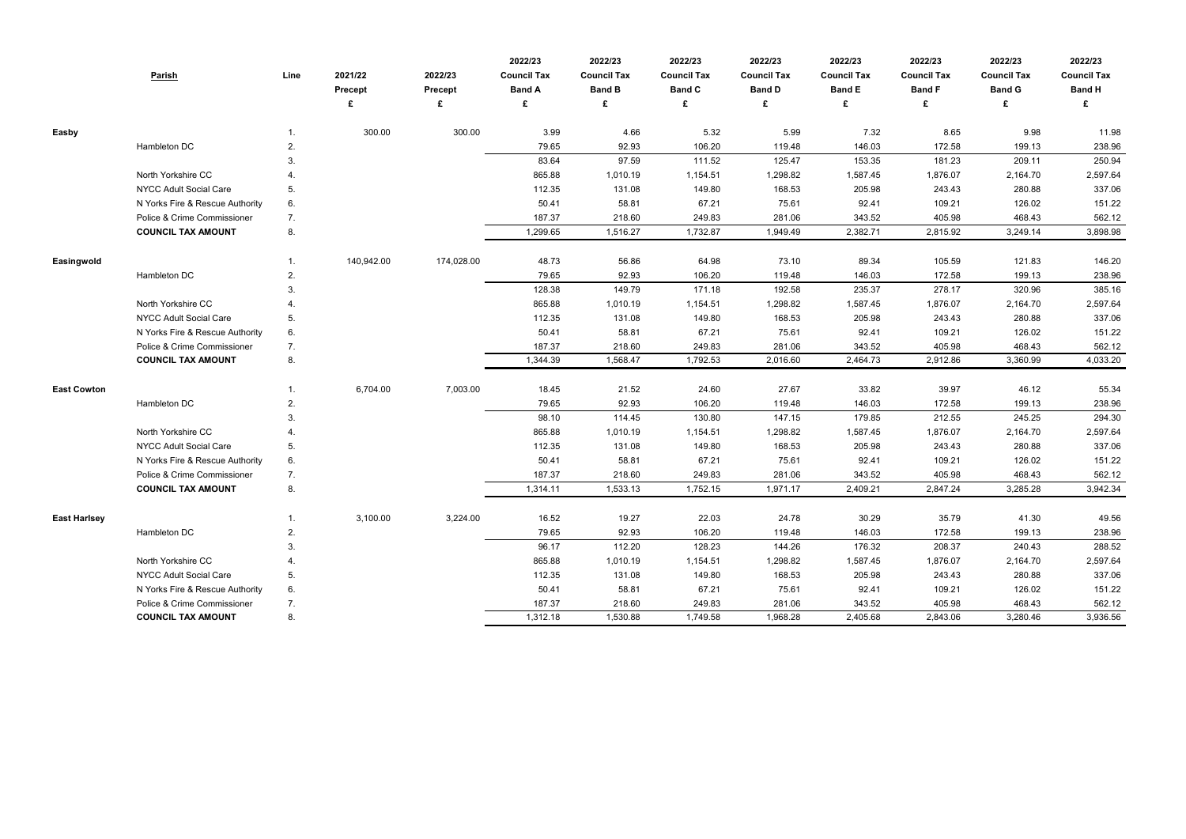| | Parish | Line | 2021/22 Precept £ | 2022/23 Precept £ | 2022/23 Council Tax Band A £ | 2022/23 Council Tax Band B £ | 2022/23 Council Tax Band C £ | 2022/23 Council Tax Band D £ | 2022/23 Council Tax Band E £ | 2022/23 Council Tax Band F £ | 2022/23 Council Tax Band G £ | 2022/23 Council Tax Band H £ |
|---|---|---|---|---|---|---|---|---|---|---|---|---|
| **Easby** | | 1. | 300.00 | 300.00 | 3.99 | 4.66 | 5.32 | 5.99 | 7.32 | 8.65 | 9.98 | 11.98 |
| | Hambleton DC | 2. | | | 79.65 | 92.93 | 106.20 | 119.48 | 146.03 | 172.58 | 199.13 | 238.96 |
| | | 3. | | | 83.64 | 97.59 | 111.52 | 125.47 | 153.35 | 181.23 | 209.11 | 250.94 |
| | North Yorkshire CC | 4. | | | 865.88 | 1,010.19 | 1,154.51 | 1,298.82 | 1,587.45 | 1,876.07 | 2,164.70 | 2,597.64 |
| | NYCC Adult Social Care | 5. | | | 112.35 | 131.08 | 149.80 | 168.53 | 205.98 | 243.43 | 280.88 | 337.06 |
| | N Yorks Fire & Rescue Authority | 6. | | | 50.41 | 58.81 | 67.21 | 75.61 | 92.41 | 109.21 | 126.02 | 151.22 |
| | Police & Crime Commissioner | 7. | | | 187.37 | 218.60 | 249.83 | 281.06 | 343.52 | 405.98 | 468.43 | 562.12 |
| | **COUNCIL TAX AMOUNT** | 8. | | | 1,299.65 | 1,516.27 | 1,732.87 | 1,949.49 | 2,382.71 | 2,815.92 | 3,249.14 | 3,898.98 |
| **Easingwold** | | 1. | 140,942.00 | 174,028.00 | 48.73 | 56.86 | 64.98 | 73.10 | 89.34 | 105.59 | 121.83 | 146.20 |
| | Hambleton DC | 2. | | | 79.65 | 92.93 | 106.20 | 119.48 | 146.03 | 172.58 | 199.13 | 238.96 |
| | | 3. | | | 128.38 | 149.79 | 171.18 | 192.58 | 235.37 | 278.17 | 320.96 | 385.16 |
| | North Yorkshire CC | 4. | | | 865.88 | 1,010.19 | 1,154.51 | 1,298.82 | 1,587.45 | 1,876.07 | 2,164.70 | 2,597.64 |
| | NYCC Adult Social Care | 5. | | | 112.35 | 131.08 | 149.80 | 168.53 | 205.98 | 243.43 | 280.88 | 337.06 |
| | N Yorks Fire & Rescue Authority | 6. | | | 50.41 | 58.81 | 67.21 | 75.61 | 92.41 | 109.21 | 126.02 | 151.22 |
| | Police & Crime Commissioner | 7. | | | 187.37 | 218.60 | 249.83 | 281.06 | 343.52 | 405.98 | 468.43 | 562.12 |
| | **COUNCIL TAX AMOUNT** | 8. | | | 1,344.39 | 1,568.47 | 1,792.53 | 2,016.60 | 2,464.73 | 2,912.86 | 3,360.99 | 4,033.20 |
| **East Cowton** | | 1. | 6,704.00 | 7,003.00 | 18.45 | 21.52 | 24.60 | 27.67 | 33.82 | 39.97 | 46.12 | 55.34 |
| | Hambleton DC | 2. | | | 79.65 | 92.93 | 106.20 | 119.48 | 146.03 | 172.58 | 199.13 | 238.96 |
| | | 3. | | | 98.10 | 114.45 | 130.80 | 147.15 | 179.85 | 212.55 | 245.25 | 294.30 |
| | North Yorkshire CC | 4. | | | 865.88 | 1,010.19 | 1,154.51 | 1,298.82 | 1,587.45 | 1,876.07 | 2,164.70 | 2,597.64 |
| | NYCC Adult Social Care | 5. | | | 112.35 | 131.08 | 149.80 | 168.53 | 205.98 | 243.43 | 280.88 | 337.06 |
| | N Yorks Fire & Rescue Authority | 6. | | | 50.41 | 58.81 | 67.21 | 75.61 | 92.41 | 109.21 | 126.02 | 151.22 |
| | Police & Crime Commissioner | 7. | | | 187.37 | 218.60 | 249.83 | 281.06 | 343.52 | 405.98 | 468.43 | 562.12 |
| | **COUNCIL TAX AMOUNT** | 8. | | | 1,314.11 | 1,533.13 | 1,752.15 | 1,971.17 | 2,409.21 | 2,847.24 | 3,285.28 | 3,942.34 |
| **East Harlsey** | | 1. | 3,100.00 | 3,224.00 | 16.52 | 19.27 | 22.03 | 24.78 | 30.29 | 35.79 | 41.30 | 49.56 |
| | Hambleton DC | 2. | | | 79.65 | 92.93 | 106.20 | 119.48 | 146.03 | 172.58 | 199.13 | 238.96 |
| | | 3. | | | 96.17 | 112.20 | 128.23 | 144.26 | 176.32 | 208.37 | 240.43 | 288.52 |
| | North Yorkshire CC | 4. | | | 865.88 | 1,010.19 | 1,154.51 | 1,298.82 | 1,587.45 | 1,876.07 | 2,164.70 | 2,597.64 |
| | NYCC Adult Social Care | 5. | | | 112.35 | 131.08 | 149.80 | 168.53 | 205.98 | 243.43 | 280.88 | 337.06 |
| | N Yorks Fire & Rescue Authority | 6. | | | 50.41 | 58.81 | 67.21 | 75.61 | 92.41 | 109.21 | 126.02 | 151.22 |
| | Police & Crime Commissioner | 7. | | | 187.37 | 218.60 | 249.83 | 281.06 | 343.52 | 405.98 | 468.43 | 562.12 |
| | **COUNCIL TAX AMOUNT** | 8. | | | 1,312.18 | 1,530.88 | 1,749.58 | 1,968.28 | 2,405.68 | 2,843.06 | 3,280.46 | 3,936.56 |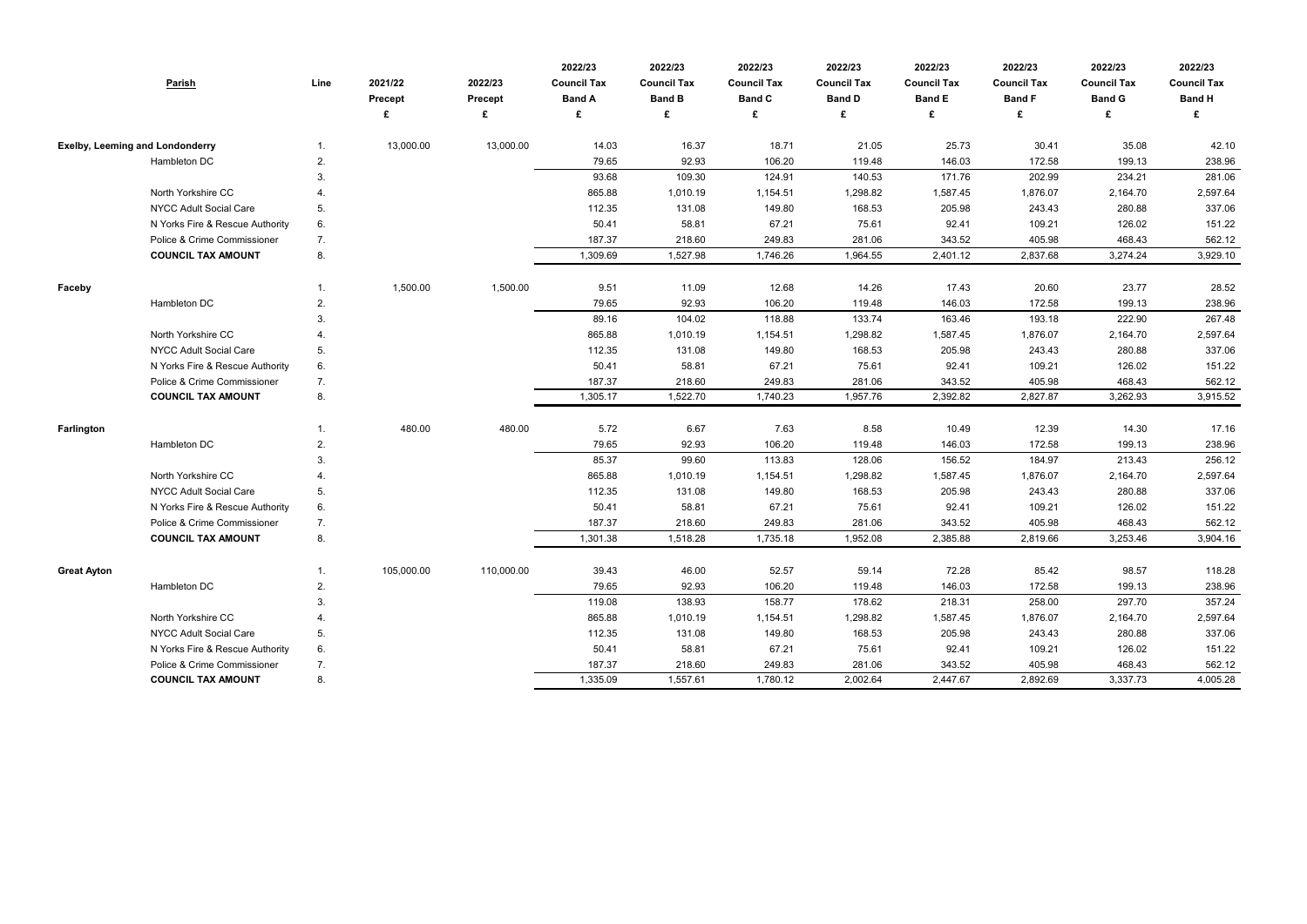| Parish | | Line | 2021/22 Precept £ | 2022/23 Precept £ | 2022/23 Council Tax Band A £ | 2022/23 Council Tax Band B £ | 2022/23 Council Tax Band C £ | 2022/23 Council Tax Band D £ | 2022/23 Council Tax Band E £ | 2022/23 Council Tax Band F £ | 2022/23 Council Tax Band G £ | 2022/23 Council Tax Band H £ |
|---|---|---|---|---|---|---|---|---|---|---|---|---|
| **Exelby, Leeming and Londonderry** | | 1. | 13,000.00 | 13,000.00 | 14.03 | 16.37 | 18.71 | 21.05 | 25.73 | 30.41 | 35.08 | 42.10 |
| | Hambleton DC | 2. | | | 79.65 | 92.93 | 106.20 | 119.48 | 146.03 | 172.58 | 199.13 | 238.96 |
| | | 3. | | | 93.68 | 109.30 | 124.91 | 140.53 | 171.76 | 202.99 | 234.21 | 281.06 |
| | North Yorkshire CC | 4. | | | 865.88 | 1,010.19 | 1,154.51 | 1,298.82 | 1,587.45 | 1,876.07 | 2,164.70 | 2,597.64 |
| | NYCC Adult Social Care | 5. | | | 112.35 | 131.08 | 149.80 | 168.53 | 205.98 | 243.43 | 280.88 | 337.06 |
| | N Yorks Fire & Rescue Authority | 6. | | | 50.41 | 58.81 | 67.21 | 75.61 | 92.41 | 109.21 | 126.02 | 151.22 |
| | Police & Crime Commissioner | 7. | | | 187.37 | 218.60 | 249.83 | 281.06 | 343.52 | 405.98 | 468.43 | 562.12 |
| | **COUNCIL TAX AMOUNT** | 8. | | | 1,309.69 | 1,527.98 | 1,746.26 | 1,964.55 | 2,401.12 | 2,837.68 | 3,274.24 | 3,929.10 |
| **Faceby** | | 1. | 1,500.00 | 1,500.00 | 9.51 | 11.09 | 12.68 | 14.26 | 17.43 | 20.60 | 23.77 | 28.52 |
| | Hambleton DC | 2. | | | 79.65 | 92.93 | 106.20 | 119.48 | 146.03 | 172.58 | 199.13 | 238.96 |
| | | 3. | | | 89.16 | 104.02 | 118.88 | 133.74 | 163.46 | 193.18 | 222.90 | 267.48 |
| | North Yorkshire CC | 4. | | | 865.88 | 1,010.19 | 1,154.51 | 1,298.82 | 1,587.45 | 1,876.07 | 2,164.70 | 2,597.64 |
| | NYCC Adult Social Care | 5. | | | 112.35 | 131.08 | 149.80 | 168.53 | 205.98 | 243.43 | 280.88 | 337.06 |
| | N Yorks Fire & Rescue Authority | 6. | | | 50.41 | 58.81 | 67.21 | 75.61 | 92.41 | 109.21 | 126.02 | 151.22 |
| | Police & Crime Commissioner | 7. | | | 187.37 | 218.60 | 249.83 | 281.06 | 343.52 | 405.98 | 468.43 | 562.12 |
| | **COUNCIL TAX AMOUNT** | 8. | | | 1,305.17 | 1,522.70 | 1,740.23 | 1,957.76 | 2,392.82 | 2,827.87 | 3,262.93 | 3,915.52 |
| **Farlington** | | 1. | 480.00 | 480.00 | 5.72 | 6.67 | 7.63 | 8.58 | 10.49 | 12.39 | 14.30 | 17.16 |
| | Hambleton DC | 2. | | | 79.65 | 92.93 | 106.20 | 119.48 | 146.03 | 172.58 | 199.13 | 238.96 |
| | | 3. | | | 85.37 | 99.60 | 113.83 | 128.06 | 156.52 | 184.97 | 213.43 | 256.12 |
| | North Yorkshire CC | 4. | | | 865.88 | 1,010.19 | 1,154.51 | 1,298.82 | 1,587.45 | 1,876.07 | 2,164.70 | 2,597.64 |
| | NYCC Adult Social Care | 5. | | | 112.35 | 131.08 | 149.80 | 168.53 | 205.98 | 243.43 | 280.88 | 337.06 |
| | N Yorks Fire & Rescue Authority | 6. | | | 50.41 | 58.81 | 67.21 | 75.61 | 92.41 | 109.21 | 126.02 | 151.22 |
| | Police & Crime Commissioner | 7. | | | 187.37 | 218.60 | 249.83 | 281.06 | 343.52 | 405.98 | 468.43 | 562.12 |
| | **COUNCIL TAX AMOUNT** | 8. | | | 1,301.38 | 1,518.28 | 1,735.18 | 1,952.08 | 2,385.88 | 2,819.66 | 3,253.46 | 3,904.16 |
| **Great Ayton** | | 1. | 105,000.00 | 110,000.00 | 39.43 | 46.00 | 52.57 | 59.14 | 72.28 | 85.42 | 98.57 | 118.28 |
| | Hambleton DC | 2. | | | 79.65 | 92.93 | 106.20 | 119.48 | 146.03 | 172.58 | 199.13 | 238.96 |
| | | 3. | | | 119.08 | 138.93 | 158.77 | 178.62 | 218.31 | 258.00 | 297.70 | 357.24 |
| | North Yorkshire CC | 4. | | | 865.88 | 1,010.19 | 1,154.51 | 1,298.82 | 1,587.45 | 1,876.07 | 2,164.70 | 2,597.64 |
| | NYCC Adult Social Care | 5. | | | 112.35 | 131.08 | 149.80 | 168.53 | 205.98 | 243.43 | 280.88 | 337.06 |
| | N Yorks Fire & Rescue Authority | 6. | | | 50.41 | 58.81 | 67.21 | 75.61 | 92.41 | 109.21 | 126.02 | 151.22 |
| | Police & Crime Commissioner | 7. | | | 187.37 | 218.60 | 249.83 | 281.06 | 343.52 | 405.98 | 468.43 | 562.12 |
| | **COUNCIL TAX AMOUNT** | 8. | | | 1,335.09 | 1,557.61 | 1,780.12 | 2,002.64 | 2,447.67 | 2,892.69 | 3,337.73 | 4,005.28 |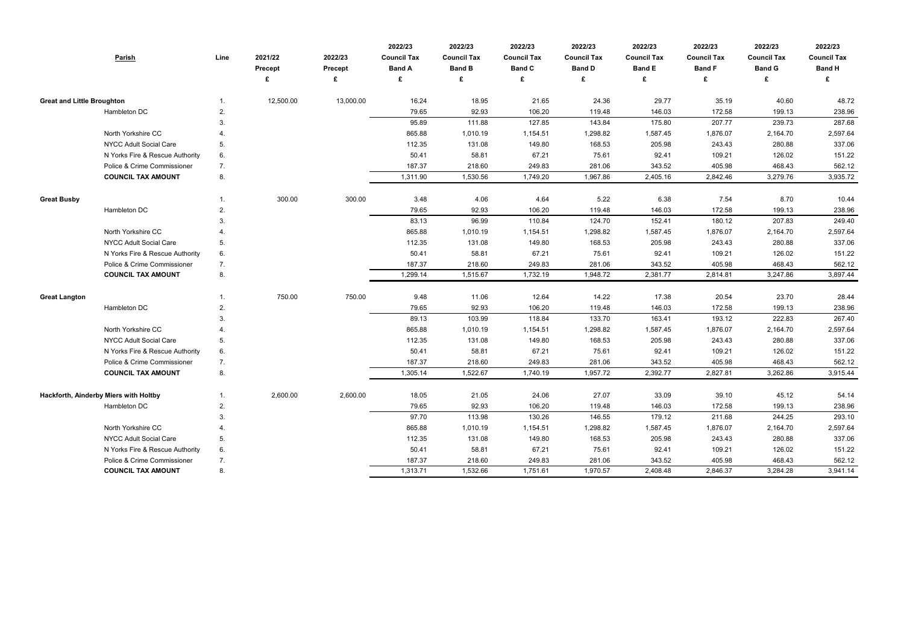| Parish | | Line | 2021/22 Precept £ | 2022/23 Precept £ | 2022/23 Council Tax Band A £ | 2022/23 Council Tax Band B £ | 2022/23 Council Tax Band C £ | 2022/23 Council Tax Band D £ | 2022/23 Council Tax Band E £ | 2022/23 Council Tax Band F £ | 2022/23 Council Tax Band G £ | 2022/23 Council Tax Band H £ |
|---|---|---|---|---|---|---|---|---|---|---|---|---|
| **Great and Little Broughton** | | 1. | 12,500.00 | 13,000.00 | 16.24 | 18.95 | 21.65 | 24.36 | 29.77 | 35.19 | 40.60 | 48.72 |
| | Hambleton DC | 2. | | | 79.65 | 92.93 | 106.20 | 119.48 | 146.03 | 172.58 | 199.13 | 238.96 |
| | | 3. | | | 95.89 | 111.88 | 127.85 | 143.84 | 175.80 | 207.77 | 239.73 | 287.68 |
| | North Yorkshire CC | 4. | | | 865.88 | 1,010.19 | 1,154.51 | 1,298.82 | 1,587.45 | 1,876.07 | 2,164.70 | 2,597.64 |
| | NYCC Adult Social Care | 5. | | | 112.35 | 131.08 | 149.80 | 168.53 | 205.98 | 243.43 | 280.88 | 337.06 |
| | N Yorks Fire & Rescue Authority | 6. | | | 50.41 | 58.81 | 67.21 | 75.61 | 92.41 | 109.21 | 126.02 | 151.22 |
| | Police & Crime Commissioner | 7. | | | 187.37 | 218.60 | 249.83 | 281.06 | 343.52 | 405.98 | 468.43 | 562.12 |
| | **COUNCIL TAX AMOUNT** | 8. | | | 1,311.90 | 1,530.56 | 1,749.20 | 1,967.86 | 2,405.16 | 2,842.46 | 3,279.76 | 3,935.72 |
| **Great Busby** | | 1. | 300.00 | 300.00 | 3.48 | 4.06 | 4.64 | 5.22 | 6.38 | 7.54 | 8.70 | 10.44 |
| | Hambleton DC | 2. | | | 79.65 | 92.93 | 106.20 | 119.48 | 146.03 | 172.58 | 199.13 | 238.96 |
| | | 3. | | | 83.13 | 96.99 | 110.84 | 124.70 | 152.41 | 180.12 | 207.83 | 249.40 |
| | North Yorkshire CC | 4. | | | 865.88 | 1,010.19 | 1,154.51 | 1,298.82 | 1,587.45 | 1,876.07 | 2,164.70 | 2,597.64 |
| | NYCC Adult Social Care | 5. | | | 112.35 | 131.08 | 149.80 | 168.53 | 205.98 | 243.43 | 280.88 | 337.06 |
| | N Yorks Fire & Rescue Authority | 6. | | | 50.41 | 58.81 | 67.21 | 75.61 | 92.41 | 109.21 | 126.02 | 151.22 |
| | Police & Crime Commissioner | 7. | | | 187.37 | 218.60 | 249.83 | 281.06 | 343.52 | 405.98 | 468.43 | 562.12 |
| | **COUNCIL TAX AMOUNT** | 8. | | | 1,299.14 | 1,515.67 | 1,732.19 | 1,948.72 | 2,381.77 | 2,814.81 | 3,247.86 | 3,897.44 |
| **Great Langton** | | 1. | 750.00 | 750.00 | 9.48 | 11.06 | 12.64 | 14.22 | 17.38 | 20.54 | 23.70 | 28.44 |
| | Hambleton DC | 2. | | | 79.65 | 92.93 | 106.20 | 119.48 | 146.03 | 172.58 | 199.13 | 238.96 |
| | | 3. | | | 89.13 | 103.99 | 118.84 | 133.70 | 163.41 | 193.12 | 222.83 | 267.40 |
| | North Yorkshire CC | 4. | | | 865.88 | 1,010.19 | 1,154.51 | 1,298.82 | 1,587.45 | 1,876.07 | 2,164.70 | 2,597.64 |
| | NYCC Adult Social Care | 5. | | | 112.35 | 131.08 | 149.80 | 168.53 | 205.98 | 243.43 | 280.88 | 337.06 |
| | N Yorks Fire & Rescue Authority | 6. | | | 50.41 | 58.81 | 67.21 | 75.61 | 92.41 | 109.21 | 126.02 | 151.22 |
| | Police & Crime Commissioner | 7. | | | 187.37 | 218.60 | 249.83 | 281.06 | 343.52 | 405.98 | 468.43 | 562.12 |
| | **COUNCIL TAX AMOUNT** | 8. | | | 1,305.14 | 1,522.67 | 1,740.19 | 1,957.72 | 2,392.77 | 2,827.81 | 3,262.86 | 3,915.44 |
| **Hackforth, Ainderby Miers with Holtby** | | 1. | 2,600.00 | 2,600.00 | 18.05 | 21.05 | 24.06 | 27.07 | 33.09 | 39.10 | 45.12 | 54.14 |
| | Hambleton DC | 2. | | | 79.65 | 92.93 | 106.20 | 119.48 | 146.03 | 172.58 | 199.13 | 238.96 |
| | | 3. | | | 97.70 | 113.98 | 130.26 | 146.55 | 179.12 | 211.68 | 244.25 | 293.10 |
| | North Yorkshire CC | 4. | | | 865.88 | 1,010.19 | 1,154.51 | 1,298.82 | 1,587.45 | 1,876.07 | 2,164.70 | 2,597.64 |
| | NYCC Adult Social Care | 5. | | | 112.35 | 131.08 | 149.80 | 168.53 | 205.98 | 243.43 | 280.88 | 337.06 |
| | N Yorks Fire & Rescue Authority | 6. | | | 50.41 | 58.81 | 67.21 | 75.61 | 92.41 | 109.21 | 126.02 | 151.22 |
| | Police & Crime Commissioner | 7. | | | 187.37 | 218.60 | 249.83 | 281.06 | 343.52 | 405.98 | 468.43 | 562.12 |
| | **COUNCIL TAX AMOUNT** | 8. | | | 1,313.71 | 1,532.66 | 1,751.61 | 1,970.57 | 2,408.48 | 2,846.37 | 3,284.28 | 3,941.14 |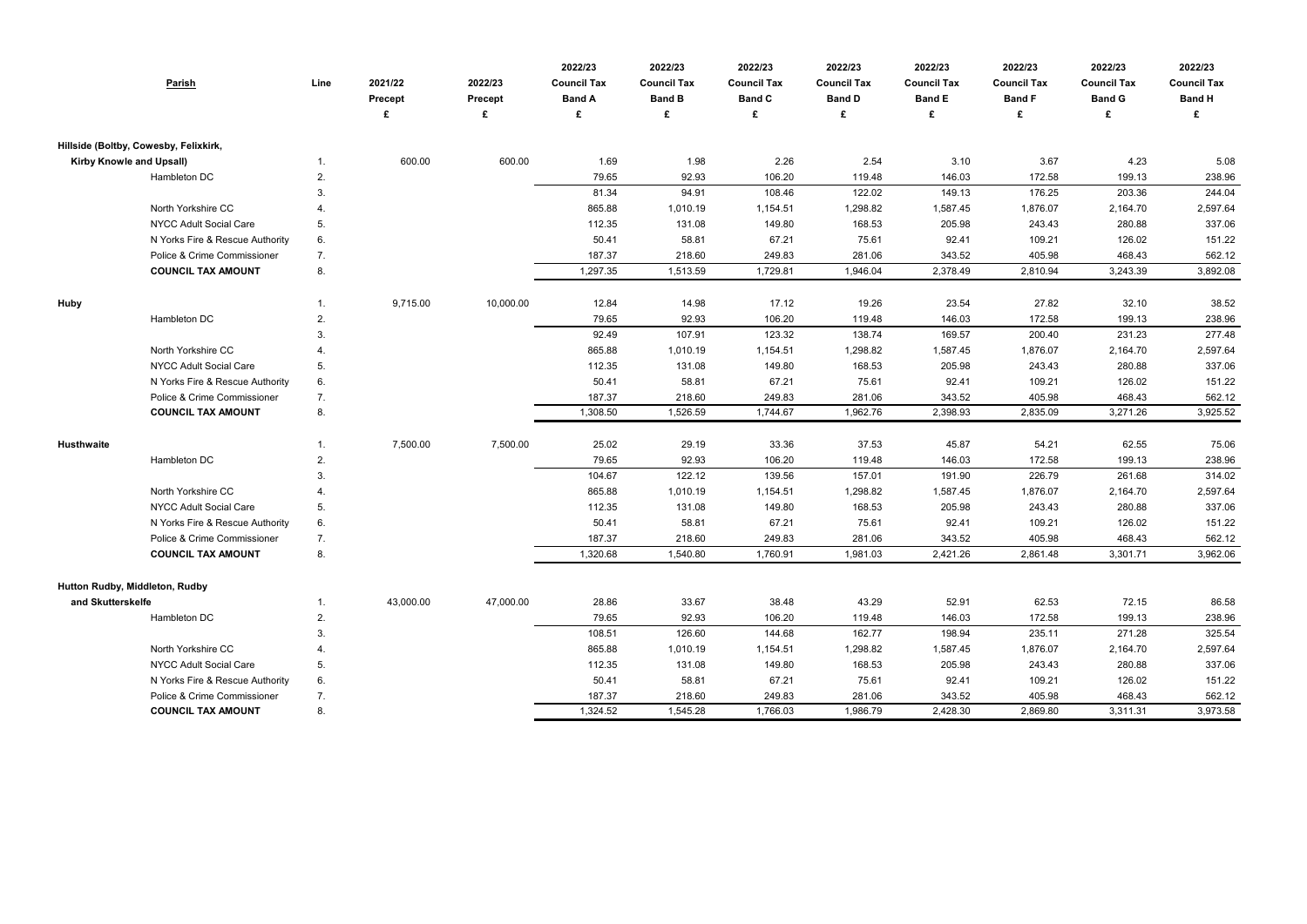| Parish | Line | 2021/22 Precept £ | 2022/23 Precept £ | 2022/23 Council Tax Band A £ | 2022/23 Council Tax Band B £ | 2022/23 Council Tax Band C £ | 2022/23 Council Tax Band D £ | 2022/23 Council Tax Band E £ | 2022/23 Council Tax Band F £ | 2022/23 Council Tax Band G £ | 2022/23 Council Tax Band H £ |
|---|---|---|---|---|---|---|---|---|---|---|---|
| **Hillside (Boltby, Cowesby, Felixkirk, Kirby Knowle and Upsall)** | 1. | 600.00 | 600.00 | 1.69 | 1.98 | 2.26 | 2.54 | 3.10 | 3.67 | 4.23 | 5.08 |
| Hambleton DC | 2. | | | 79.65 | 92.93 | 106.20 | 119.48 | 146.03 | 172.58 | 199.13 | 238.96 |
| | 3. | | | 81.34 | 94.91 | 108.46 | 122.02 | 149.13 | 176.25 | 203.36 | 244.04 |
| North Yorkshire CC | 4. | | | 865.88 | 1,010.19 | 1,154.51 | 1,298.82 | 1,587.45 | 1,876.07 | 2,164.70 | 2,597.64 |
| NYCC Adult Social Care | 5. | | | 112.35 | 131.08 | 149.80 | 168.53 | 205.98 | 243.43 | 280.88 | 337.06 |
| N Yorks Fire & Rescue Authority | 6. | | | 50.41 | 58.81 | 67.21 | 75.61 | 92.41 | 109.21 | 126.02 | 151.22 |
| Police & Crime Commissioner | 7. | | | 187.37 | 218.60 | 249.83 | 281.06 | 343.52 | 405.98 | 468.43 | 562.12 |
| **COUNCIL TAX AMOUNT** | 8. | | | 1,297.35 | 1,513.59 | 1,729.81 | 1,946.04 | 2,378.49 | 2,810.94 | 3,243.39 | 3,892.08 |
| **Huby** | 1. | 9,715.00 | 10,000.00 | 12.84 | 14.98 | 17.12 | 19.26 | 23.54 | 27.82 | 32.10 | 38.52 |
| Hambleton DC | 2. | | | 79.65 | 92.93 | 106.20 | 119.48 | 146.03 | 172.58 | 199.13 | 238.96 |
| | 3. | | | 92.49 | 107.91 | 123.32 | 138.74 | 169.57 | 200.40 | 231.23 | 277.48 |
| North Yorkshire CC | 4. | | | 865.88 | 1,010.19 | 1,154.51 | 1,298.82 | 1,587.45 | 1,876.07 | 2,164.70 | 2,597.64 |
| NYCC Adult Social Care | 5. | | | 112.35 | 131.08 | 149.80 | 168.53 | 205.98 | 243.43 | 280.88 | 337.06 |
| N Yorks Fire & Rescue Authority | 6. | | | 50.41 | 58.81 | 67.21 | 75.61 | 92.41 | 109.21 | 126.02 | 151.22 |
| Police & Crime Commissioner | 7. | | | 187.37 | 218.60 | 249.83 | 281.06 | 343.52 | 405.98 | 468.43 | 562.12 |
| **COUNCIL TAX AMOUNT** | 8. | | | 1,308.50 | 1,526.59 | 1,744.67 | 1,962.76 | 2,398.93 | 2,835.09 | 3,271.26 | 3,925.52 |
| **Husthwaite** | 1. | 7,500.00 | 7,500.00 | 25.02 | 29.19 | 33.36 | 37.53 | 45.87 | 54.21 | 62.55 | 75.06 |
| Hambleton DC | 2. | | | 79.65 | 92.93 | 106.20 | 119.48 | 146.03 | 172.58 | 199.13 | 238.96 |
| | 3. | | | 104.67 | 122.12 | 139.56 | 157.01 | 191.90 | 226.79 | 261.68 | 314.02 |
| North Yorkshire CC | 4. | | | 865.88 | 1,010.19 | 1,154.51 | 1,298.82 | 1,587.45 | 1,876.07 | 2,164.70 | 2,597.64 |
| NYCC Adult Social Care | 5. | | | 112.35 | 131.08 | 149.80 | 168.53 | 205.98 | 243.43 | 280.88 | 337.06 |
| N Yorks Fire & Rescue Authority | 6. | | | 50.41 | 58.81 | 67.21 | 75.61 | 92.41 | 109.21 | 126.02 | 151.22 |
| Police & Crime Commissioner | 7. | | | 187.37 | 218.60 | 249.83 | 281.06 | 343.52 | 405.98 | 468.43 | 562.12 |
| **COUNCIL TAX AMOUNT** | 8. | | | 1,320.68 | 1,540.80 | 1,760.91 | 1,981.03 | 2,421.26 | 2,861.48 | 3,301.71 | 3,962.06 |
| **Hutton Rudby, Middleton, Rudby and Skutterskelfe** | 1. | 43,000.00 | 47,000.00 | 28.86 | 33.67 | 38.48 | 43.29 | 52.91 | 62.53 | 72.15 | 86.58 |
| Hambleton DC | 2. | | | 79.65 | 92.93 | 106.20 | 119.48 | 146.03 | 172.58 | 199.13 | 238.96 |
| | 3. | | | 108.51 | 126.60 | 144.68 | 162.77 | 198.94 | 235.11 | 271.28 | 325.54 |
| North Yorkshire CC | 4. | | | 865.88 | 1,010.19 | 1,154.51 | 1,298.82 | 1,587.45 | 1,876.07 | 2,164.70 | 2,597.64 |
| NYCC Adult Social Care | 5. | | | 112.35 | 131.08 | 149.80 | 168.53 | 205.98 | 243.43 | 280.88 | 337.06 |
| N Yorks Fire & Rescue Authority | 6. | | | 50.41 | 58.81 | 67.21 | 75.61 | 92.41 | 109.21 | 126.02 | 151.22 |
| Police & Crime Commissioner | 7. | | | 187.37 | 218.60 | 249.83 | 281.06 | 343.52 | 405.98 | 468.43 | 562.12 |
| **COUNCIL TAX AMOUNT** | 8. | | | 1,324.52 | 1,545.28 | 1,766.03 | 1,986.79 | 2,428.30 | 2,869.80 | 3,311.31 | 3,973.58 |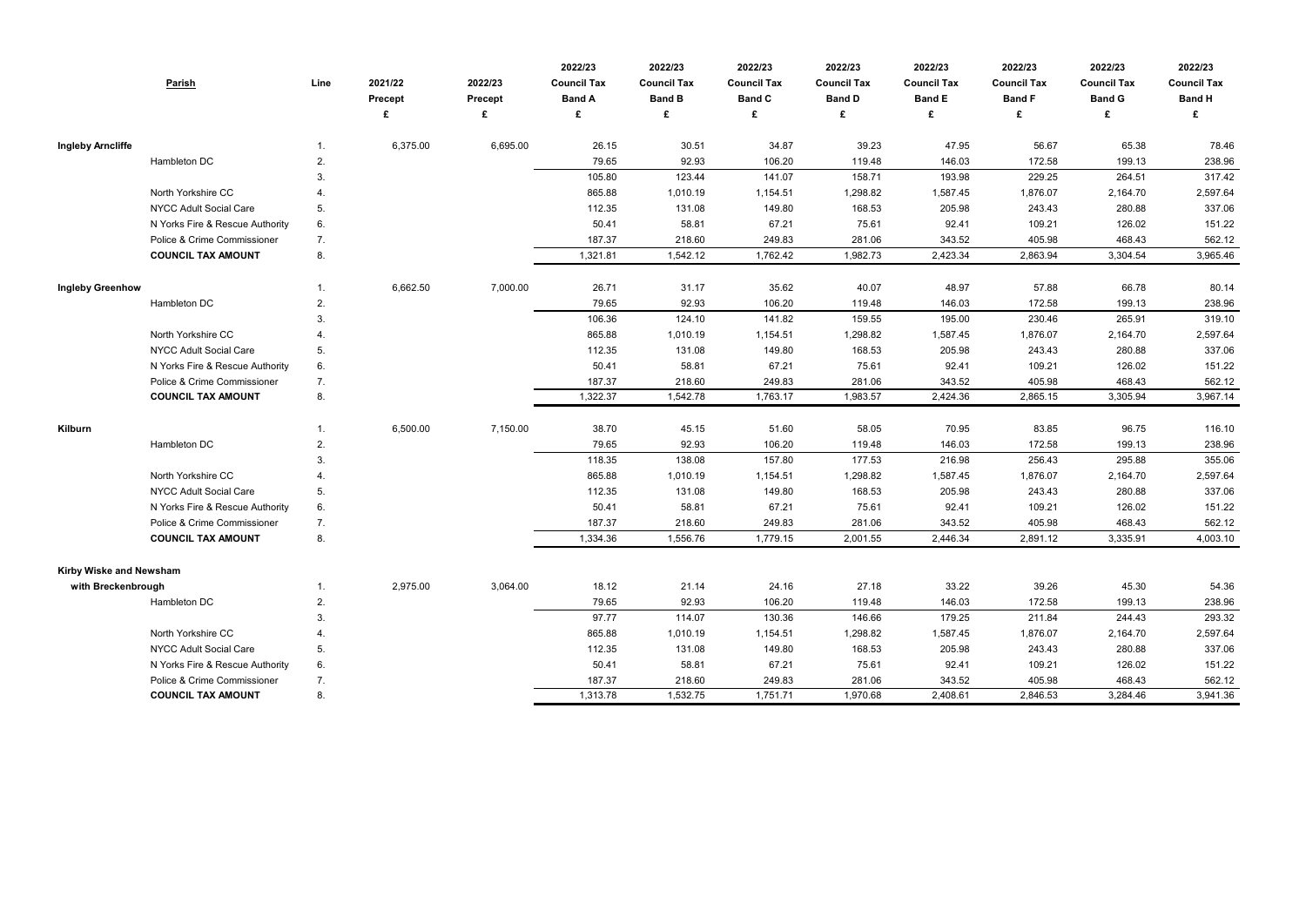| Parish | | Line | 2021/22 Precept £ | 2022/23 Precept £ | 2022/23 Council Tax Band A £ | 2022/23 Council Tax Band B £ | 2022/23 Council Tax Band C £ | 2022/23 Council Tax Band D £ | 2022/23 Council Tax Band E £ | 2022/23 Council Tax Band F £ | 2022/23 Council Tax Band G £ | 2022/23 Council Tax Band H £ |
|---|---|---|---|---|---|---|---|---|---|---|---|---|
| **Ingleby Arncliffe** | | 1. | 6,375.00 | 6,695.00 | 26.15 | 30.51 | 34.87 | 39.23 | 47.95 | 56.67 | 65.38 | 78.46 |
| | Hambleton DC | 2. | | | 79.65 | 92.93 | 106.20 | 119.48 | 146.03 | 172.58 | 199.13 | 238.96 |
| | | 3. | | | 105.80 | 123.44 | 141.07 | 158.71 | 193.98 | 229.25 | 264.51 | 317.42 |
| | North Yorkshire CC | 4. | | | 865.88 | 1,010.19 | 1,154.51 | 1,298.82 | 1,587.45 | 1,876.07 | 2,164.70 | 2,597.64 |
| | NYCC Adult Social Care | 5. | | | 112.35 | 131.08 | 149.80 | 168.53 | 205.98 | 243.43 | 280.88 | 337.06 |
| | N Yorks Fire & Rescue Authority | 6. | | | 50.41 | 58.81 | 67.21 | 75.61 | 92.41 | 109.21 | 126.02 | 151.22 |
| | Police & Crime Commissioner | 7. | | | 187.37 | 218.60 | 249.83 | 281.06 | 343.52 | 405.98 | 468.43 | 562.12 |
| | **COUNCIL TAX AMOUNT** | 8. | | | 1,321.81 | 1,542.12 | 1,762.42 | 1,982.73 | 2,423.34 | 2,863.94 | 3,304.54 | 3,965.46 |
| **Ingleby Greenhow** | | 1. | 6,662.50 | 7,000.00 | 26.71 | 31.17 | 35.62 | 40.07 | 48.97 | 57.88 | 66.78 | 80.14 |
| | Hambleton DC | 2. | | | 79.65 | 92.93 | 106.20 | 119.48 | 146.03 | 172.58 | 199.13 | 238.96 |
| | | 3. | | | 106.36 | 124.10 | 141.82 | 159.55 | 195.00 | 230.46 | 265.91 | 319.10 |
| | North Yorkshire CC | 4. | | | 865.88 | 1,010.19 | 1,154.51 | 1,298.82 | 1,587.45 | 1,876.07 | 2,164.70 | 2,597.64 |
| | NYCC Adult Social Care | 5. | | | 112.35 | 131.08 | 149.80 | 168.53 | 205.98 | 243.43 | 280.88 | 337.06 |
| | N Yorks Fire & Rescue Authority | 6. | | | 50.41 | 58.81 | 67.21 | 75.61 | 92.41 | 109.21 | 126.02 | 151.22 |
| | Police & Crime Commissioner | 7. | | | 187.37 | 218.60 | 249.83 | 281.06 | 343.52 | 405.98 | 468.43 | 562.12 |
| | **COUNCIL TAX AMOUNT** | 8. | | | 1,322.37 | 1,542.78 | 1,763.17 | 1,983.57 | 2,424.36 | 2,865.15 | 3,305.94 | 3,967.14 |
| **Kilburn** | | 1. | 6,500.00 | 7,150.00 | 38.70 | 45.15 | 51.60 | 58.05 | 70.95 | 83.85 | 96.75 | 116.10 |
| | Hambleton DC | 2. | | | 79.65 | 92.93 | 106.20 | 119.48 | 146.03 | 172.58 | 199.13 | 238.96 |
| | | 3. | | | 118.35 | 138.08 | 157.80 | 177.53 | 216.98 | 256.43 | 295.88 | 355.06 |
| | North Yorkshire CC | 4. | | | 865.88 | 1,010.19 | 1,154.51 | 1,298.82 | 1,587.45 | 1,876.07 | 2,164.70 | 2,597.64 |
| | NYCC Adult Social Care | 5. | | | 112.35 | 131.08 | 149.80 | 168.53 | 205.98 | 243.43 | 280.88 | 337.06 |
| | N Yorks Fire & Rescue Authority | 6. | | | 50.41 | 58.81 | 67.21 | 75.61 | 92.41 | 109.21 | 126.02 | 151.22 |
| | Police & Crime Commissioner | 7. | | | 187.37 | 218.60 | 249.83 | 281.06 | 343.52 | 405.98 | 468.43 | 562.12 |
| | **COUNCIL TAX AMOUNT** | 8. | | | 1,334.36 | 1,556.76 | 1,779.15 | 2,001.55 | 2,446.34 | 2,891.12 | 3,335.91 | 4,003.10 |
| **Kirby Wiske and Newsham with Breckenbrough** | | 1. | 2,975.00 | 3,064.00 | 18.12 | 21.14 | 24.16 | 27.18 | 33.22 | 39.26 | 45.30 | 54.36 |
| | Hambleton DC | 2. | | | 79.65 | 92.93 | 106.20 | 119.48 | 146.03 | 172.58 | 199.13 | 238.96 |
| | | 3. | | | 97.77 | 114.07 | 130.36 | 146.66 | 179.25 | 211.84 | 244.43 | 293.32 |
| | North Yorkshire CC | 4. | | | 865.88 | 1,010.19 | 1,154.51 | 1,298.82 | 1,587.45 | 1,876.07 | 2,164.70 | 2,597.64 |
| | NYCC Adult Social Care | 5. | | | 112.35 | 131.08 | 149.80 | 168.53 | 205.98 | 243.43 | 280.88 | 337.06 |
| | N Yorks Fire & Rescue Authority | 6. | | | 50.41 | 58.81 | 67.21 | 75.61 | 92.41 | 109.21 | 126.02 | 151.22 |
| | Police & Crime Commissioner | 7. | | | 187.37 | 218.60 | 249.83 | 281.06 | 343.52 | 405.98 | 468.43 | 562.12 |
| | **COUNCIL TAX AMOUNT** | 8. | | | 1,313.78 | 1,532.75 | 1,751.71 | 1,970.68 | 2,408.61 | 2,846.53 | 3,284.46 | 3,941.36 |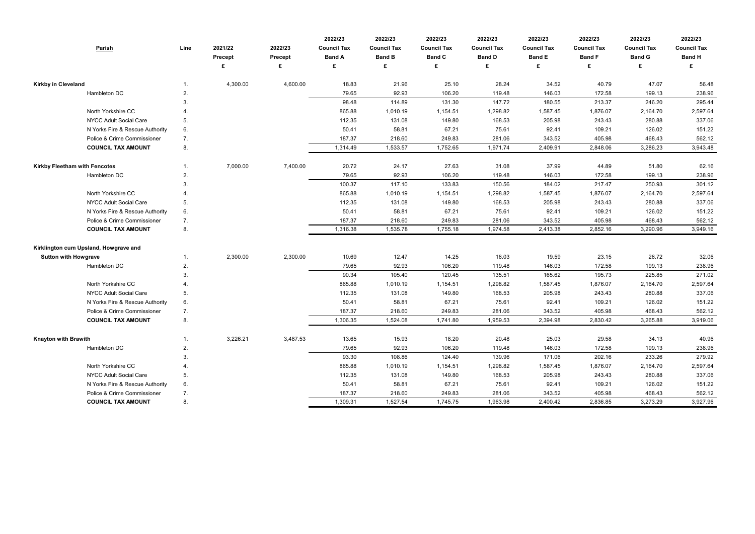| Parish | Line | 2021/22 Precept £ | 2022/23 Precept £ | 2022/23 Council Tax Band A £ | 2022/23 Council Tax Band B £ | 2022/23 Council Tax Band C £ | 2022/23 Council Tax Band D £ | 2022/23 Council Tax Band E £ | 2022/23 Council Tax Band F £ | 2022/23 Council Tax Band G £ | 2022/23 Council Tax Band H £ |
|---|---|---|---|---|---|---|---|---|---|---|---|
| **Kirkby in Cleveland** | 1. | 4,300.00 | 4,600.00 | 18.83 | 21.96 | 25.10 | 28.24 | 34.52 | 40.79 | 47.07 | 56.48 |
| Hambleton DC | 2. | | | 79.65 | 92.93 | 106.20 | 119.48 | 146.03 | 172.58 | 199.13 | 238.96 |
| | 3. | | | 98.48 | 114.89 | 131.30 | 147.72 | 180.55 | 213.37 | 246.20 | 295.44 |
| North Yorkshire CC | 4. | | | 865.88 | 1,010.19 | 1,154.51 | 1,298.82 | 1,587.45 | 1,876.07 | 2,164.70 | 2,597.64 |
| NYCC Adult Social Care | 5. | | | 112.35 | 131.08 | 149.80 | 168.53 | 205.98 | 243.43 | 280.88 | 337.06 |
| N Yorks Fire & Rescue Authority | 6. | | | 50.41 | 58.81 | 67.21 | 75.61 | 92.41 | 109.21 | 126.02 | 151.22 |
| Police & Crime Commissioner | 7. | | | 187.37 | 218.60 | 249.83 | 281.06 | 343.52 | 405.98 | 468.43 | 562.12 |
| **COUNCIL TAX AMOUNT** | 8. | | | 1,314.49 | 1,533.57 | 1,752.65 | 1,971.74 | 2,409.91 | 2,848.06 | 3,286.23 | 3,943.48 |
| **Kirkby Fleetham with Fencotes** | 1. | 7,000.00 | 7,400.00 | 20.72 | 24.17 | 27.63 | 31.08 | 37.99 | 44.89 | 51.80 | 62.16 |
| Hambleton DC | 2. | | | 79.65 | 92.93 | 106.20 | 119.48 | 146.03 | 172.58 | 199.13 | 238.96 |
| | 3. | | | 100.37 | 117.10 | 133.83 | 150.56 | 184.02 | 217.47 | 250.93 | 301.12 |
| North Yorkshire CC | 4. | | | 865.88 | 1,010.19 | 1,154.51 | 1,298.82 | 1,587.45 | 1,876.07 | 2,164.70 | 2,597.64 |
| NYCC Adult Social Care | 5. | | | 112.35 | 131.08 | 149.80 | 168.53 | 205.98 | 243.43 | 280.88 | 337.06 |
| N Yorks Fire & Rescue Authority | 6. | | | 50.41 | 58.81 | 67.21 | 75.61 | 92.41 | 109.21 | 126.02 | 151.22 |
| Police & Crime Commissioner | 7. | | | 187.37 | 218.60 | 249.83 | 281.06 | 343.52 | 405.98 | 468.43 | 562.12 |
| **COUNCIL TAX AMOUNT** | 8. | | | 1,316.38 | 1,535.78 | 1,755.18 | 1,974.58 | 2,413.38 | 2,852.16 | 3,290.96 | 3,949.16 |
| **Kirklington cum Upsland, Howgrave and Sutton with Howgrave** | 1. | 2,300.00 | 2,300.00 | 10.69 | 12.47 | 14.25 | 16.03 | 19.59 | 23.15 | 26.72 | 32.06 |
| Hambleton DC | 2. | | | 79.65 | 92.93 | 106.20 | 119.48 | 146.03 | 172.58 | 199.13 | 238.96 |
| | 3. | | | 90.34 | 105.40 | 120.45 | 135.51 | 165.62 | 195.73 | 225.85 | 271.02 |
| North Yorkshire CC | 4. | | | 865.88 | 1,010.19 | 1,154.51 | 1,298.82 | 1,587.45 | 1,876.07 | 2,164.70 | 2,597.64 |
| NYCC Adult Social Care | 5. | | | 112.35 | 131.08 | 149.80 | 168.53 | 205.98 | 243.43 | 280.88 | 337.06 |
| N Yorks Fire & Rescue Authority | 6. | | | 50.41 | 58.81 | 67.21 | 75.61 | 92.41 | 109.21 | 126.02 | 151.22 |
| Police & Crime Commissioner | 7. | | | 187.37 | 218.60 | 249.83 | 281.06 | 343.52 | 405.98 | 468.43 | 562.12 |
| **COUNCIL TAX AMOUNT** | 8. | | | 1,306.35 | 1,524.08 | 1,741.80 | 1,959.53 | 2,394.98 | 2,830.42 | 3,265.88 | 3,919.06 |
| **Knayton with Brawith** | 1. | 3,226.21 | 3,487.53 | 13.65 | 15.93 | 18.20 | 20.48 | 25.03 | 29.58 | 34.13 | 40.96 |
| Hambleton DC | 2. | | | 79.65 | 92.93 | 106.20 | 119.48 | 146.03 | 172.58 | 199.13 | 238.96 |
| | 3. | | | 93.30 | 108.86 | 124.40 | 139.96 | 171.06 | 202.16 | 233.26 | 279.92 |
| North Yorkshire CC | 4. | | | 865.88 | 1,010.19 | 1,154.51 | 1,298.82 | 1,587.45 | 1,876.07 | 2,164.70 | 2,597.64 |
| NYCC Adult Social Care | 5. | | | 112.35 | 131.08 | 149.80 | 168.53 | 205.98 | 243.43 | 280.88 | 337.06 |
| N Yorks Fire & Rescue Authority | 6. | | | 50.41 | 58.81 | 67.21 | 75.61 | 92.41 | 109.21 | 126.02 | 151.22 |
| Police & Crime Commissioner | 7. | | | 187.37 | 218.60 | 249.83 | 281.06 | 343.52 | 405.98 | 468.43 | 562.12 |
| **COUNCIL TAX AMOUNT** | 8. | | | 1,309.31 | 1,527.54 | 1,745.75 | 1,963.98 | 2,400.42 | 2,836.85 | 3,273.29 | 3,927.96 |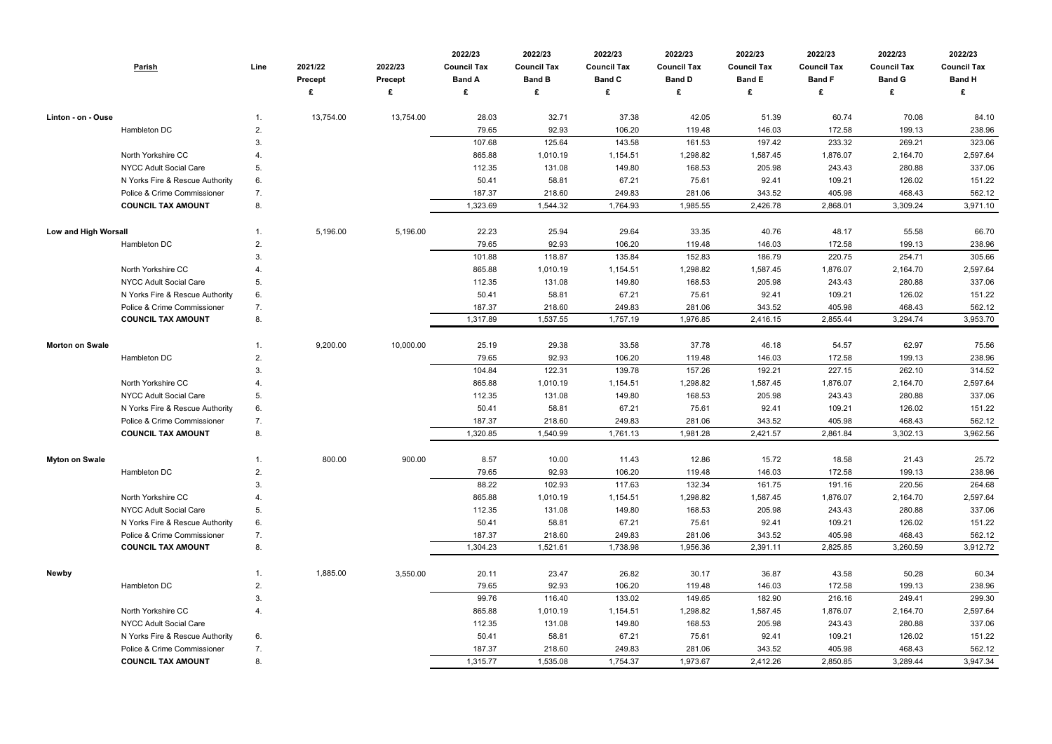| Parish | | Line | 2021/22 Precept £ | 2022/23 Precept £ | 2022/23 Council Tax Band A £ | 2022/23 Council Tax Band B £ | 2022/23 Council Tax Band C £ | 2022/23 Council Tax Band D £ | 2022/23 Council Tax Band E £ | 2022/23 Council Tax Band F £ | 2022/23 Council Tax Band G £ | 2022/23 Council Tax Band H £ |
|---|---|---|---|---|---|---|---|---|---|---|---|---|
| **Linton - on - Ouse** | | 1. | 13,754.00 | 13,754.00 | 28.03 | 32.71 | 37.38 | 42.05 | 51.39 | 60.74 | 70.08 | 84.10 |
| | Hambleton DC | 2. | | | 79.65 | 92.93 | 106.20 | 119.48 | 146.03 | 172.58 | 199.13 | 238.96 |
| | | 3. | | | 107.68 | 125.64 | 143.58 | 161.53 | 197.42 | 233.32 | 269.21 | 323.06 |
| | North Yorkshire CC | 4. | | | 865.88 | 1,010.19 | 1,154.51 | 1,298.82 | 1,587.45 | 1,876.07 | 2,164.70 | 2,597.64 |
| | NYCC Adult Social Care | 5. | | | 112.35 | 131.08 | 149.80 | 168.53 | 205.98 | 243.43 | 280.88 | 337.06 |
| | N Yorks Fire & Rescue Authority | 6. | | | 50.41 | 58.81 | 67.21 | 75.61 | 92.41 | 109.21 | 126.02 | 151.22 |
| | Police & Crime Commissioner | 7. | | | 187.37 | 218.60 | 249.83 | 281.06 | 343.52 | 405.98 | 468.43 | 562.12 |
| | **COUNCIL TAX AMOUNT** | 8. | | | 1,323.69 | 1,544.32 | 1,764.93 | 1,985.55 | 2,426.78 | 2,868.01 | 3,309.24 | 3,971.10 |
| **Low and High Worsall** | | 1. | 5,196.00 | 5,196.00 | 22.23 | 25.94 | 29.64 | 33.35 | 40.76 | 48.17 | 55.58 | 66.70 |
| | Hambleton DC | 2. | | | 79.65 | 92.93 | 106.20 | 119.48 | 146.03 | 172.58 | 199.13 | 238.96 |
| | | 3. | | | 101.88 | 118.87 | 135.84 | 152.83 | 186.79 | 220.75 | 254.71 | 305.66 |
| | North Yorkshire CC | 4. | | | 865.88 | 1,010.19 | 1,154.51 | 1,298.82 | 1,587.45 | 1,876.07 | 2,164.70 | 2,597.64 |
| | NYCC Adult Social Care | 5. | | | 112.35 | 131.08 | 149.80 | 168.53 | 205.98 | 243.43 | 280.88 | 337.06 |
| | N Yorks Fire & Rescue Authority | 6. | | | 50.41 | 58.81 | 67.21 | 75.61 | 92.41 | 109.21 | 126.02 | 151.22 |
| | Police & Crime Commissioner | 7. | | | 187.37 | 218.60 | 249.83 | 281.06 | 343.52 | 405.98 | 468.43 | 562.12 |
| | **COUNCIL TAX AMOUNT** | 8. | | | 1,317.89 | 1,537.55 | 1,757.19 | 1,976.85 | 2,416.15 | 2,855.44 | 3,294.74 | 3,953.70 |
| **Morton on Swale** | | 1. | 9,200.00 | 10,000.00 | 25.19 | 29.38 | 33.58 | 37.78 | 46.18 | 54.57 | 62.97 | 75.56 |
| | Hambleton DC | 2. | | | 79.65 | 92.93 | 106.20 | 119.48 | 146.03 | 172.58 | 199.13 | 238.96 |
| | | 3. | | | 104.84 | 122.31 | 139.78 | 157.26 | 192.21 | 227.15 | 262.10 | 314.52 |
| | North Yorkshire CC | 4. | | | 865.88 | 1,010.19 | 1,154.51 | 1,298.82 | 1,587.45 | 1,876.07 | 2,164.70 | 2,597.64 |
| | NYCC Adult Social Care | 5. | | | 112.35 | 131.08 | 149.80 | 168.53 | 205.98 | 243.43 | 280.88 | 337.06 |
| | N Yorks Fire & Rescue Authority | 6. | | | 50.41 | 58.81 | 67.21 | 75.61 | 92.41 | 109.21 | 126.02 | 151.22 |
| | Police & Crime Commissioner | 7. | | | 187.37 | 218.60 | 249.83 | 281.06 | 343.52 | 405.98 | 468.43 | 562.12 |
| | **COUNCIL TAX AMOUNT** | 8. | | | 1,320.85 | 1,540.99 | 1,761.13 | 1,981.28 | 2,421.57 | 2,861.84 | 3,302.13 | 3,962.56 |
| **Myton on Swale** | | 1. | 800.00 | 900.00 | 8.57 | 10.00 | 11.43 | 12.86 | 15.72 | 18.58 | 21.43 | 25.72 |
| | Hambleton DC | 2. | | | 79.65 | 92.93 | 106.20 | 119.48 | 146.03 | 172.58 | 199.13 | 238.96 |
| | | 3. | | | 88.22 | 102.93 | 117.63 | 132.34 | 161.75 | 191.16 | 220.56 | 264.68 |
| | North Yorkshire CC | 4. | | | 865.88 | 1,010.19 | 1,154.51 | 1,298.82 | 1,587.45 | 1,876.07 | 2,164.70 | 2,597.64 |
| | NYCC Adult Social Care | 5. | | | 112.35 | 131.08 | 149.80 | 168.53 | 205.98 | 243.43 | 280.88 | 337.06 |
| | N Yorks Fire & Rescue Authority | 6. | | | 50.41 | 58.81 | 67.21 | 75.61 | 92.41 | 109.21 | 126.02 | 151.22 |
| | Police & Crime Commissioner | 7. | | | 187.37 | 218.60 | 249.83 | 281.06 | 343.52 | 405.98 | 468.43 | 562.12 |
| | **COUNCIL TAX AMOUNT** | 8. | | | 1,304.23 | 1,521.61 | 1,738.98 | 1,956.36 | 2,391.11 | 2,825.85 | 3,260.59 | 3,912.72 |
| **Newby** | | 1. | 1,885.00 | 3,550.00 | 20.11 | 23.47 | 26.82 | 30.17 | 36.87 | 43.58 | 50.28 | 60.34 |
| | Hambleton DC | 2. | | | 79.65 | 92.93 | 106.20 | 119.48 | 146.03 | 172.58 | 199.13 | 238.96 |
| | | 3. | | | 99.76 | 116.40 | 133.02 | 149.65 | 182.90 | 216.16 | 249.41 | 299.30 |
| | North Yorkshire CC | 4. | | | 865.88 | 1,010.19 | 1,154.51 | 1,298.82 | 1,587.45 | 1,876.07 | 2,164.70 | 2,597.64 |
| | NYCC Adult Social Care | | | | 112.35 | 131.08 | 149.80 | 168.53 | 205.98 | 243.43 | 280.88 | 337.06 |
| | N Yorks Fire & Rescue Authority | 6. | | | 50.41 | 58.81 | 67.21 | 75.61 | 92.41 | 109.21 | 126.02 | 151.22 |
| | Police & Crime Commissioner | 7. | | | 187.37 | 218.60 | 249.83 | 281.06 | 343.52 | 405.98 | 468.43 | 562.12 |
| | **COUNCIL TAX AMOUNT** | 8. | | | 1,315.77 | 1,535.08 | 1,754.37 | 1,973.67 | 2,412.26 | 2,850.85 | 3,289.44 | 3,947.34 |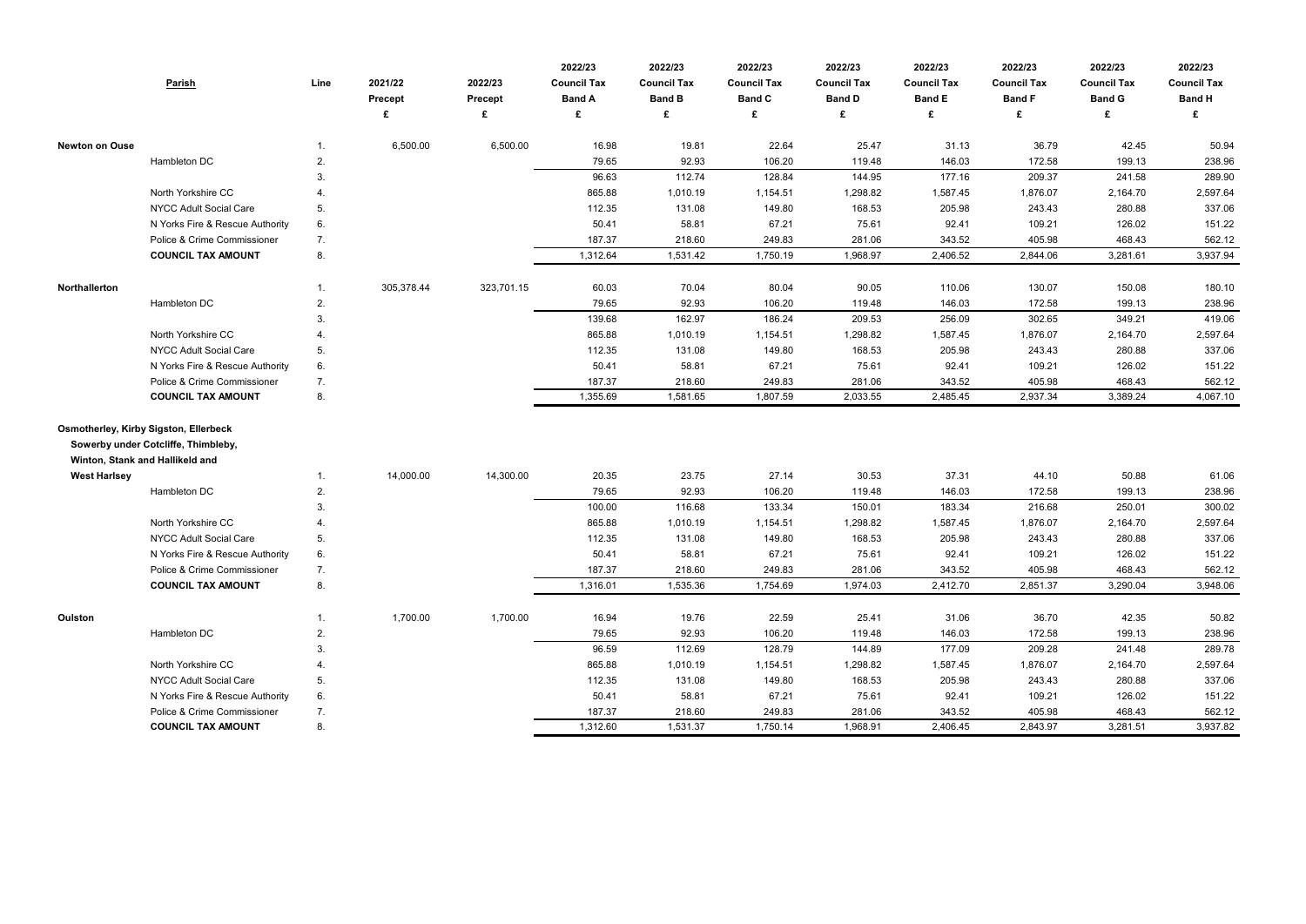| Parish | | Line | 2021/22 Precept £ | 2022/23 Precept £ | 2022/23 Council Tax Band A £ | 2022/23 Council Tax Band B £ | 2022/23 Council Tax Band C £ | 2022/23 Council Tax Band D £ | 2022/23 Council Tax Band E £ | 2022/23 Council Tax Band F £ | 2022/23 Council Tax Band G £ | 2022/23 Council Tax Band H £ |
|---|---|---|---|---|---|---|---|---|---|---|---|---|
| **Newton on Ouse** | | 1. | 6,500.00 | 6,500.00 | 16.98 | 19.81 | 22.64 | 25.47 | 31.13 | 36.79 | 42.45 | 50.94 |
| | Hambleton DC | 2. | | | 79.65 | 92.93 | 106.20 | 119.48 | 146.03 | 172.58 | 199.13 | 238.96 |
| | | 3. | | | 96.63 | 112.74 | 128.84 | 144.95 | 177.16 | 209.37 | 241.58 | 289.90 |
| | North Yorkshire CC | 4. | | | 865.88 | 1,010.19 | 1,154.51 | 1,298.82 | 1,587.45 | 1,876.07 | 2,164.70 | 2,597.64 |
| | NYCC Adult Social Care | 5. | | | 112.35 | 131.08 | 149.80 | 168.53 | 205.98 | 243.43 | 280.88 | 337.06 |
| | N Yorks Fire & Rescue Authority | 6. | | | 50.41 | 58.81 | 67.21 | 75.61 | 92.41 | 109.21 | 126.02 | 151.22 |
| | Police & Crime Commissioner | 7. | | | 187.37 | 218.60 | 249.83 | 281.06 | 343.52 | 405.98 | 468.43 | 562.12 |
| | **COUNCIL TAX AMOUNT** | 8. | | | 1,312.64 | 1,531.42 | 1,750.19 | 1,968.97 | 2,406.52 | 2,844.06 | 3,281.61 | 3,937.94 |
| **Northallerton** | | 1. | 305,378.44 | 323,701.15 | 60.03 | 70.04 | 80.04 | 90.05 | 110.06 | 130.07 | 150.08 | 180.10 |
| | Hambleton DC | 2. | | | 79.65 | 92.93 | 106.20 | 119.48 | 146.03 | 172.58 | 199.13 | 238.96 |
| | | 3. | | | 139.68 | 162.97 | 186.24 | 209.53 | 256.09 | 302.65 | 349.21 | 419.06 |
| | North Yorkshire CC | 4. | | | 865.88 | 1,010.19 | 1,154.51 | 1,298.82 | 1,587.45 | 1,876.07 | 2,164.70 | 2,597.64 |
| | NYCC Adult Social Care | 5. | | | 112.35 | 131.08 | 149.80 | 168.53 | 205.98 | 243.43 | 280.88 | 337.06 |
| | N Yorks Fire & Rescue Authority | 6. | | | 50.41 | 58.81 | 67.21 | 75.61 | 92.41 | 109.21 | 126.02 | 151.22 |
| | Police & Crime Commissioner | 7. | | | 187.37 | 218.60 | 249.83 | 281.06 | 343.52 | 405.98 | 468.43 | 562.12 |
| | **COUNCIL TAX AMOUNT** | 8. | | | 1,355.69 | 1,581.65 | 1,807.59 | 2,033.55 | 2,485.45 | 2,937.34 | 3,389.24 | 4,067.10 |
| **Osmotherley, Kirby Sigston, Ellerbeck Sowerby under Cotcliffe, Thimbleby, Winton, Stank and Hallikeld and West Harlsey** | | 1. | 14,000.00 | 14,300.00 | 20.35 | 23.75 | 27.14 | 30.53 | 37.31 | 44.10 | 50.88 | 61.06 |
| | Hambleton DC | 2. | | | 79.65 | 92.93 | 106.20 | 119.48 | 146.03 | 172.58 | 199.13 | 238.96 |
| | | 3. | | | 100.00 | 116.68 | 133.34 | 150.01 | 183.34 | 216.68 | 250.01 | 300.02 |
| | North Yorkshire CC | 4. | | | 865.88 | 1,010.19 | 1,154.51 | 1,298.82 | 1,587.45 | 1,876.07 | 2,164.70 | 2,597.64 |
| | NYCC Adult Social Care | 5. | | | 112.35 | 131.08 | 149.80 | 168.53 | 205.98 | 243.43 | 280.88 | 337.06 |
| | N Yorks Fire & Rescue Authority | 6. | | | 50.41 | 58.81 | 67.21 | 75.61 | 92.41 | 109.21 | 126.02 | 151.22 |
| | Police & Crime Commissioner | 7. | | | 187.37 | 218.60 | 249.83 | 281.06 | 343.52 | 405.98 | 468.43 | 562.12 |
| | **COUNCIL TAX AMOUNT** | 8. | | | 1,316.01 | 1,535.36 | 1,754.69 | 1,974.03 | 2,412.70 | 2,851.37 | 3,290.04 | 3,948.06 |
| **Oulston** | | 1. | 1,700.00 | 1,700.00 | 16.94 | 19.76 | 22.59 | 25.41 | 31.06 | 36.70 | 42.35 | 50.82 |
| | Hambleton DC | 2. | | | 79.65 | 92.93 | 106.20 | 119.48 | 146.03 | 172.58 | 199.13 | 238.96 |
| | | 3. | | | 96.59 | 112.69 | 128.79 | 144.89 | 177.09 | 209.28 | 241.48 | 289.78 |
| | North Yorkshire CC | 4. | | | 865.88 | 1,010.19 | 1,154.51 | 1,298.82 | 1,587.45 | 1,876.07 | 2,164.70 | 2,597.64 |
| | NYCC Adult Social Care | 5. | | | 112.35 | 131.08 | 149.80 | 168.53 | 205.98 | 243.43 | 280.88 | 337.06 |
| | N Yorks Fire & Rescue Authority | 6. | | | 50.41 | 58.81 | 67.21 | 75.61 | 92.41 | 109.21 | 126.02 | 151.22 |
| | Police & Crime Commissioner | 7. | | | 187.37 | 218.60 | 249.83 | 281.06 | 343.52 | 405.98 | 468.43 | 562.12 |
| | **COUNCIL TAX AMOUNT** | 8. | | | 1,312.60 | 1,531.37 | 1,750.14 | 1,968.91 | 2,406.45 | 2,843.97 | 3,281.51 | 3,937.82 |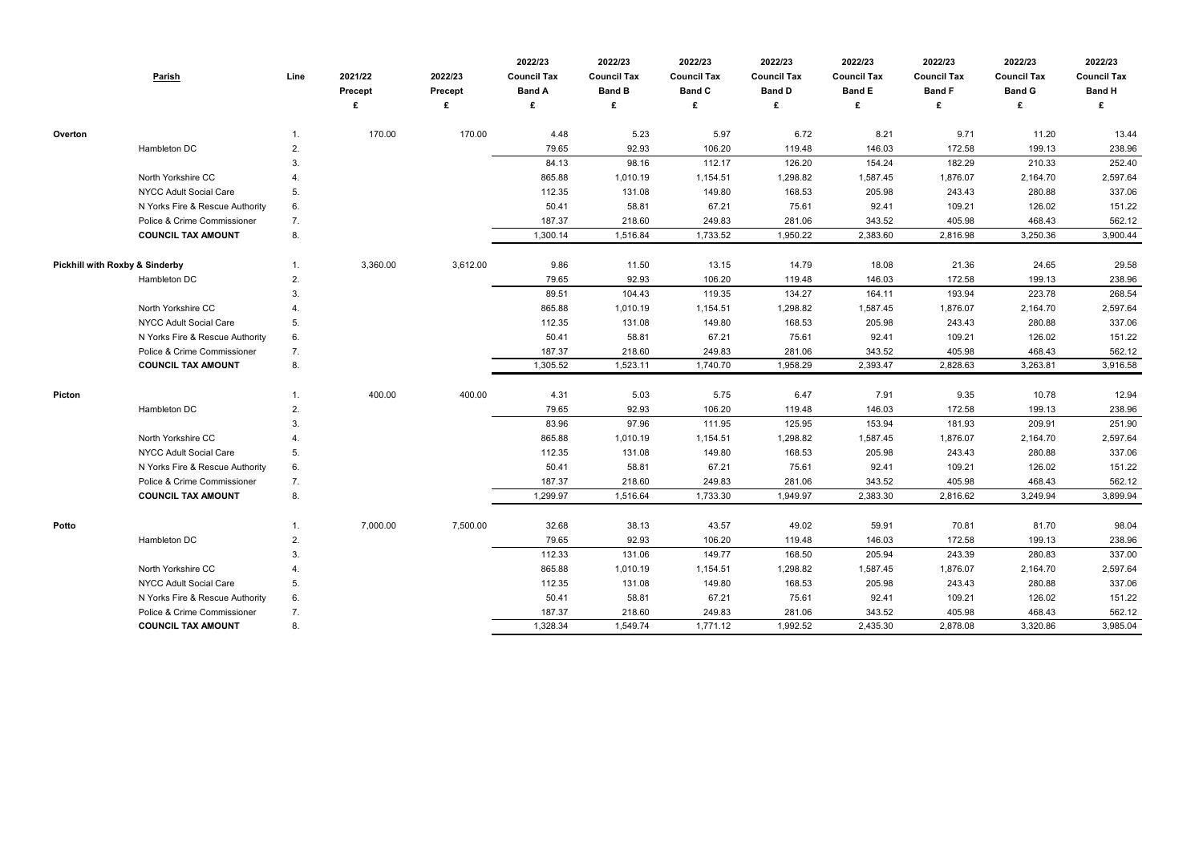| Parish | | Line | 2021/22 Precept £ | 2022/23 Precept £ | 2022/23 Council Tax Band A £ | 2022/23 Council Tax Band B £ | 2022/23 Council Tax Band C £ | 2022/23 Council Tax Band D £ | 2022/23 Council Tax Band E £ | 2022/23 Council Tax Band F £ | 2022/23 Council Tax Band G £ | 2022/23 Council Tax Band H £ |
|---|---|---|---|---|---|---|---|---|---|---|---|---|
| **Overton** | | 1. | 170.00 | 170.00 | 4.48 | 5.23 | 5.97 | 6.72 | 8.21 | 9.71 | 11.20 | 13.44 |
| | Hambleton DC | 2. | | | 79.65 | 92.93 | 106.20 | 119.48 | 146.03 | 172.58 | 199.13 | 238.96 |
| | | 3. | | | 84.13 | 98.16 | 112.17 | 126.20 | 154.24 | 182.29 | 210.33 | 252.40 |
| | North Yorkshire CC | 4. | | | 865.88 | 1,010.19 | 1,154.51 | 1,298.82 | 1,587.45 | 1,876.07 | 2,164.70 | 2,597.64 |
| | NYCC Adult Social Care | 5. | | | 112.35 | 131.08 | 149.80 | 168.53 | 205.98 | 243.43 | 280.88 | 337.06 |
| | N Yorks Fire & Rescue Authority | 6. | | | 50.41 | 58.81 | 67.21 | 75.61 | 92.41 | 109.21 | 126.02 | 151.22 |
| | Police & Crime Commissioner | 7. | | | 187.37 | 218.60 | 249.83 | 281.06 | 343.52 | 405.98 | 468.43 | 562.12 |
| | **COUNCIL TAX AMOUNT** | 8. | | | 1,300.14 | 1,516.84 | 1,733.52 | 1,950.22 | 2,383.60 | 2,816.98 | 3,250.36 | 3,900.44 |
| **Pickhill with Roxby & Sinderby** | | 1. | 3,360.00 | 3,612.00 | 9.86 | 11.50 | 13.15 | 14.79 | 18.08 | 21.36 | 24.65 | 29.58 |
| | Hambleton DC | 2. | | | 79.65 | 92.93 | 106.20 | 119.48 | 146.03 | 172.58 | 199.13 | 238.96 |
| | | 3. | | | 89.51 | 104.43 | 119.35 | 134.27 | 164.11 | 193.94 | 223.78 | 268.54 |
| | North Yorkshire CC | 4. | | | 865.88 | 1,010.19 | 1,154.51 | 1,298.82 | 1,587.45 | 1,876.07 | 2,164.70 | 2,597.64 |
| | NYCC Adult Social Care | 5. | | | 112.35 | 131.08 | 149.80 | 168.53 | 205.98 | 243.43 | 280.88 | 337.06 |
| | N Yorks Fire & Rescue Authority | 6. | | | 50.41 | 58.81 | 67.21 | 75.61 | 92.41 | 109.21 | 126.02 | 151.22 |
| | Police & Crime Commissioner | 7. | | | 187.37 | 218.60 | 249.83 | 281.06 | 343.52 | 405.98 | 468.43 | 562.12 |
| | **COUNCIL TAX AMOUNT** | 8. | | | 1,305.52 | 1,523.11 | 1,740.70 | 1,958.29 | 2,393.47 | 2,828.63 | 3,263.81 | 3,916.58 |
| **Picton** | | 1. | 400.00 | 400.00 | 4.31 | 5.03 | 5.75 | 6.47 | 7.91 | 9.35 | 10.78 | 12.94 |
| | Hambleton DC | 2. | | | 79.65 | 92.93 | 106.20 | 119.48 | 146.03 | 172.58 | 199.13 | 238.96 |
| | | 3. | | | 83.96 | 97.96 | 111.95 | 125.95 | 153.94 | 181.93 | 209.91 | 251.90 |
| | North Yorkshire CC | 4. | | | 865.88 | 1,010.19 | 1,154.51 | 1,298.82 | 1,587.45 | 1,876.07 | 2,164.70 | 2,597.64 |
| | NYCC Adult Social Care | 5. | | | 112.35 | 131.08 | 149.80 | 168.53 | 205.98 | 243.43 | 280.88 | 337.06 |
| | N Yorks Fire & Rescue Authority | 6. | | | 50.41 | 58.81 | 67.21 | 75.61 | 92.41 | 109.21 | 126.02 | 151.22 |
| | Police & Crime Commissioner | 7. | | | 187.37 | 218.60 | 249.83 | 281.06 | 343.52 | 405.98 | 468.43 | 562.12 |
| | **COUNCIL TAX AMOUNT** | 8. | | | 1,299.97 | 1,516.64 | 1,733.30 | 1,949.97 | 2,383.30 | 2,816.62 | 3,249.94 | 3,899.94 |
| **Potto** | | 1. | 7,000.00 | 7,500.00 | 32.68 | 38.13 | 43.57 | 49.02 | 59.91 | 70.81 | 81.70 | 98.04 |
| | Hambleton DC | 2. | | | 79.65 | 92.93 | 106.20 | 119.48 | 146.03 | 172.58 | 199.13 | 238.96 |
| | | 3. | | | 112.33 | 131.06 | 149.77 | 168.50 | 205.94 | 243.39 | 280.83 | 337.00 |
| | North Yorkshire CC | 4. | | | 865.88 | 1,010.19 | 1,154.51 | 1,298.82 | 1,587.45 | 1,876.07 | 2,164.70 | 2,597.64 |
| | NYCC Adult Social Care | 5. | | | 112.35 | 131.08 | 149.80 | 168.53 | 205.98 | 243.43 | 280.88 | 337.06 |
| | N Yorks Fire & Rescue Authority | 6. | | | 50.41 | 58.81 | 67.21 | 75.61 | 92.41 | 109.21 | 126.02 | 151.22 |
| | Police & Crime Commissioner | 7. | | | 187.37 | 218.60 | 249.83 | 281.06 | 343.52 | 405.98 | 468.43 | 562.12 |
| | **COUNCIL TAX AMOUNT** | 8. | | | 1,328.34 | 1,549.74 | 1,771.12 | 1,992.52 | 2,435.30 | 2,878.08 | 3,320.86 | 3,985.04 |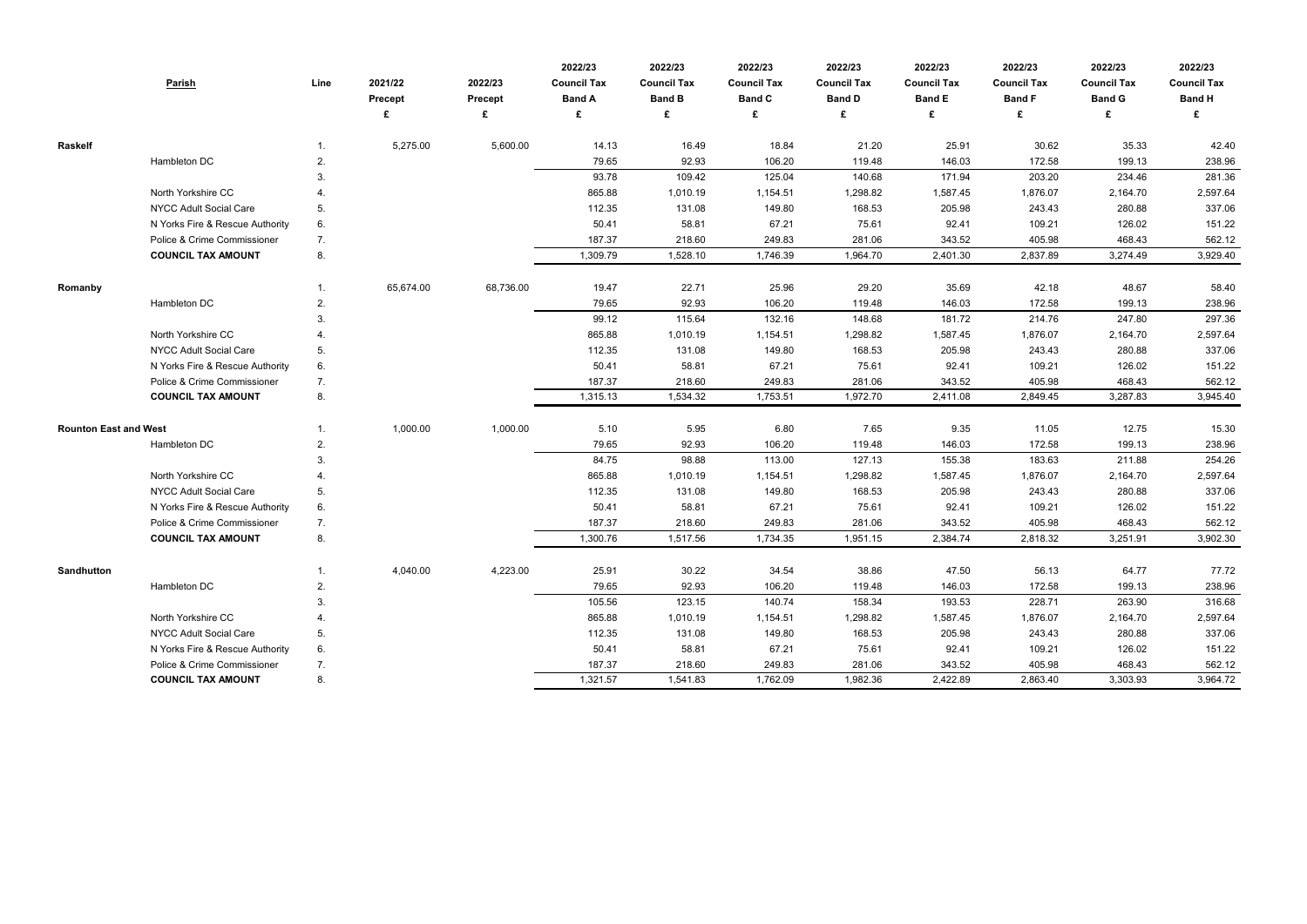| Parish | | Line | 2021/22 Precept £ | 2022/23 Precept £ | 2022/23 Council Tax Band A £ | 2022/23 Council Tax Band B £ | 2022/23 Council Tax Band C £ | 2022/23 Council Tax Band D £ | 2022/23 Council Tax Band E £ | 2022/23 Council Tax Band F £ | 2022/23 Council Tax Band G £ | 2022/23 Council Tax Band H £ |
|---|---|---|---|---|---|---|---|---|---|---|---|---|
| **Raskelf** | | 1. | 5,275.00 | 5,600.00 | 14.13 | 16.49 | 18.84 | 21.20 | 25.91 | 30.62 | 35.33 | 42.40 |
| | Hambleton DC | 2. | | | 79.65 | 92.93 | 106.20 | 119.48 | 146.03 | 172.58 | 199.13 | 238.96 |
| | | 3. | | | 93.78 | 109.42 | 125.04 | 140.68 | 171.94 | 203.20 | 234.46 | 281.36 |
| | North Yorkshire CC | 4. | | | 865.88 | 1,010.19 | 1,154.51 | 1,298.82 | 1,587.45 | 1,876.07 | 2,164.70 | 2,597.64 |
| | NYCC Adult Social Care | 5. | | | 112.35 | 131.08 | 149.80 | 168.53 | 205.98 | 243.43 | 280.88 | 337.06 |
| | N Yorks Fire & Rescue Authority | 6. | | | 50.41 | 58.81 | 67.21 | 75.61 | 92.41 | 109.21 | 126.02 | 151.22 |
| | Police & Crime Commissioner | 7. | | | 187.37 | 218.60 | 249.83 | 281.06 | 343.52 | 405.98 | 468.43 | 562.12 |
| | **COUNCIL TAX AMOUNT** | 8. | | | 1,309.79 | 1,528.10 | 1,746.39 | 1,964.70 | 2,401.30 | 2,837.89 | 3,274.49 | 3,929.40 |
| **Romanby** | | 1. | 65,674.00 | 68,736.00 | 19.47 | 22.71 | 25.96 | 29.20 | 35.69 | 42.18 | 48.67 | 58.40 |
| | Hambleton DC | 2. | | | 79.65 | 92.93 | 106.20 | 119.48 | 146.03 | 172.58 | 199.13 | 238.96 |
| | | 3. | | | 99.12 | 115.64 | 132.16 | 148.68 | 181.72 | 214.76 | 247.80 | 297.36 |
| | North Yorkshire CC | 4. | | | 865.88 | 1,010.19 | 1,154.51 | 1,298.82 | 1,587.45 | 1,876.07 | 2,164.70 | 2,597.64 |
| | NYCC Adult Social Care | 5. | | | 112.35 | 131.08 | 149.80 | 168.53 | 205.98 | 243.43 | 280.88 | 337.06 |
| | N Yorks Fire & Rescue Authority | 6. | | | 50.41 | 58.81 | 67.21 | 75.61 | 92.41 | 109.21 | 126.02 | 151.22 |
| | Police & Crime Commissioner | 7. | | | 187.37 | 218.60 | 249.83 | 281.06 | 343.52 | 405.98 | 468.43 | 562.12 |
| | **COUNCIL TAX AMOUNT** | 8. | | | 1,315.13 | 1,534.32 | 1,753.51 | 1,972.70 | 2,411.08 | 2,849.45 | 3,287.83 | 3,945.40 |
| **Rounton East and West** | | 1. | 1,000.00 | 1,000.00 | 5.10 | 5.95 | 6.80 | 7.65 | 9.35 | 11.05 | 12.75 | 15.30 |
| | Hambleton DC | 2. | | | 79.65 | 92.93 | 106.20 | 119.48 | 146.03 | 172.58 | 199.13 | 238.96 |
| | | 3. | | | 84.75 | 98.88 | 113.00 | 127.13 | 155.38 | 183.63 | 211.88 | 254.26 |
| | North Yorkshire CC | 4. | | | 865.88 | 1,010.19 | 1,154.51 | 1,298.82 | 1,587.45 | 1,876.07 | 2,164.70 | 2,597.64 |
| | NYCC Adult Social Care | 5. | | | 112.35 | 131.08 | 149.80 | 168.53 | 205.98 | 243.43 | 280.88 | 337.06 |
| | N Yorks Fire & Rescue Authority | 6. | | | 50.41 | 58.81 | 67.21 | 75.61 | 92.41 | 109.21 | 126.02 | 151.22 |
| | Police & Crime Commissioner | 7. | | | 187.37 | 218.60 | 249.83 | 281.06 | 343.52 | 405.98 | 468.43 | 562.12 |
| | **COUNCIL TAX AMOUNT** | 8. | | | 1,300.76 | 1,517.56 | 1,734.35 | 1,951.15 | 2,384.74 | 2,818.32 | 3,251.91 | 3,902.30 |
| **Sandhutton** | | 1. | 4,040.00 | 4,223.00 | 25.91 | 30.22 | 34.54 | 38.86 | 47.50 | 56.13 | 64.77 | 77.72 |
| | Hambleton DC | 2. | | | 79.65 | 92.93 | 106.20 | 119.48 | 146.03 | 172.58 | 199.13 | 238.96 |
| | | 3. | | | 105.56 | 123.15 | 140.74 | 158.34 | 193.53 | 228.71 | 263.90 | 316.68 |
| | North Yorkshire CC | 4. | | | 865.88 | 1,010.19 | 1,154.51 | 1,298.82 | 1,587.45 | 1,876.07 | 2,164.70 | 2,597.64 |
| | NYCC Adult Social Care | 5. | | | 112.35 | 131.08 | 149.80 | 168.53 | 205.98 | 243.43 | 280.88 | 337.06 |
| | N Yorks Fire & Rescue Authority | 6. | | | 50.41 | 58.81 | 67.21 | 75.61 | 92.41 | 109.21 | 126.02 | 151.22 |
| | Police & Crime Commissioner | 7. | | | 187.37 | 218.60 | 249.83 | 281.06 | 343.52 | 405.98 | 468.43 | 562.12 |
| | **COUNCIL TAX AMOUNT** | 8. | | | 1,321.57 | 1,541.83 | 1,762.09 | 1,982.36 | 2,422.89 | 2,863.40 | 3,303.93 | 3,964.72 |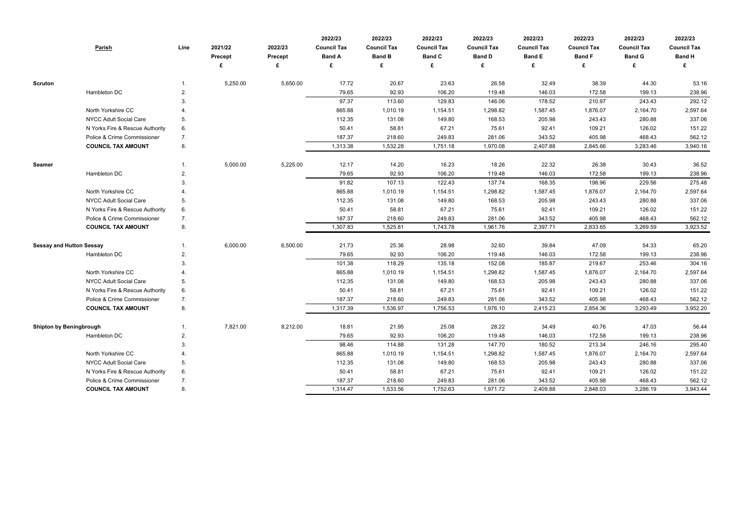| Parish | | Line | 2021/22 Precept £ | 2022/23 Precept £ | 2022/23 Council Tax Band A £ | 2022/23 Council Tax Band B £ | 2022/23 Council Tax Band C £ | 2022/23 Council Tax Band D £ | 2022/23 Council Tax Band E £ | 2022/23 Council Tax Band F £ | 2022/23 Council Tax Band G £ | 2022/23 Council Tax Band H £ |
|---|---|---|---|---|---|---|---|---|---|---|---|---|
| **Scruton** | | 1. | 5,250.00 | 5,650.00 | 17.72 | 20.67 | 23.63 | 26.58 | 32.49 | 38.39 | 44.30 | 53.16 |
| | Hambleton DC | 2. | | | 79.65 | 92.93 | 106.20 | 119.48 | 146.03 | 172.58 | 199.13 | 238.96 |
| | | 3. | | | 97.37 | 113.60 | 129.83 | 146.06 | 178.52 | 210.97 | 243.43 | 292.12 |
| | North Yorkshire CC | 4. | | | 865.88 | 1,010.19 | 1,154.51 | 1,298.82 | 1,587.45 | 1,876.07 | 2,164.70 | 2,597.64 |
| | NYCC Adult Social Care | 5. | | | 112.35 | 131.08 | 149.80 | 168.53 | 205.98 | 243.43 | 280.88 | 337.06 |
| | N Yorks Fire & Rescue Authority | 6. | | | 50.41 | 58.81 | 67.21 | 75.61 | 92.41 | 109.21 | 126.02 | 151.22 |
| | Police & Crime Commissioner | 7. | | | 187.37 | 218.60 | 249.83 | 281.06 | 343.52 | 405.98 | 468.43 | 562.12 |
| | **COUNCIL TAX AMOUNT** | 8. | | | 1,313.38 | 1,532.28 | 1,751.18 | 1,970.08 | 2,407.88 | 2,845.66 | 3,283.46 | 3,940.16 |
| **Seamer** | | 1. | 5,000.00 | 5,225.00 | 12.17 | 14.20 | 16.23 | 18.26 | 22.32 | 26.38 | 30.43 | 36.52 |
| | Hambleton DC | 2. | | | 79.65 | 92.93 | 106.20 | 119.48 | 146.03 | 172.58 | 199.13 | 238.96 |
| | | 3. | | | 91.82 | 107.13 | 122.43 | 137.74 | 168.35 | 198.96 | 229.56 | 275.48 |
| | North Yorkshire CC | 4. | | | 865.88 | 1,010.19 | 1,154.51 | 1,298.82 | 1,587.45 | 1,876.07 | 2,164.70 | 2,597.64 |
| | NYCC Adult Social Care | 5. | | | 112.35 | 131.08 | 149.80 | 168.53 | 205.98 | 243.43 | 280.88 | 337.06 |
| | N Yorks Fire & Rescue Authority | 6. | | | 50.41 | 58.81 | 67.21 | 75.61 | 92.41 | 109.21 | 126.02 | 151.22 |
| | Police & Crime Commissioner | 7. | | | 187.37 | 218.60 | 249.83 | 281.06 | 343.52 | 405.98 | 468.43 | 562.12 |
| | **COUNCIL TAX AMOUNT** | 8. | | | 1,307.83 | 1,525.81 | 1,743.78 | 1,961.76 | 2,397.71 | 2,833.65 | 3,269.59 | 3,923.52 |
| **Sessay and Hutton Sessay** | | 1. | 6,000.00 | 6,500.00 | 21.73 | 25.36 | 28.98 | 32.60 | 39.84 | 47.09 | 54.33 | 65.20 |
| | Hambleton DC | 2. | | | 79.65 | 92.93 | 106.20 | 119.48 | 146.03 | 172.58 | 199.13 | 238.96 |
| | | 3. | | | 101.38 | 118.29 | 135.18 | 152.08 | 185.87 | 219.67 | 253.46 | 304.16 |
| | North Yorkshire CC | 4. | | | 865.88 | 1,010.19 | 1,154.51 | 1,298.82 | 1,587.45 | 1,876.07 | 2,164.70 | 2,597.64 |
| | NYCC Adult Social Care | 5. | | | 112.35 | 131.08 | 149.80 | 168.53 | 205.98 | 243.43 | 280.88 | 337.06 |
| | N Yorks Fire & Rescue Authority | 6. | | | 50.41 | 58.81 | 67.21 | 75.61 | 92.41 | 109.21 | 126.02 | 151.22 |
| | Police & Crime Commissioner | 7. | | | 187.37 | 218.60 | 249.83 | 281.06 | 343.52 | 405.98 | 468.43 | 562.12 |
| | **COUNCIL TAX AMOUNT** | 8. | | | 1,317.39 | 1,536.97 | 1,756.53 | 1,976.10 | 2,415.23 | 2,854.36 | 3,293.49 | 3,952.20 |
| **Shipton by Beningbrough** | | 1. | 7,821.00 | 8,212.00 | 18.81 | 21.95 | 25.08 | 28.22 | 34.49 | 40.76 | 47.03 | 56.44 |
| | Hambleton DC | 2. | | | 79.65 | 92.93 | 106.20 | 119.48 | 146.03 | 172.58 | 199.13 | 238.96 |
| | | 3. | | | 98.46 | 114.88 | 131.28 | 147.70 | 180.52 | 213.34 | 246.16 | 295.40 |
| | North Yorkshire CC | 4. | | | 865.88 | 1,010.19 | 1,154.51 | 1,298.82 | 1,587.45 | 1,876.07 | 2,164.70 | 2,597.64 |
| | NYCC Adult Social Care | 5. | | | 112.35 | 131.08 | 149.80 | 168.53 | 205.98 | 243.43 | 280.88 | 337.06 |
| | N Yorks Fire & Rescue Authority | 6. | | | 50.41 | 58.81 | 67.21 | 75.61 | 92.41 | 109.21 | 126.02 | 151.22 |
| | Police & Crime Commissioner | 7. | | | 187.37 | 218.60 | 249.83 | 281.06 | 343.52 | 405.98 | 468.43 | 562.12 |
| | **COUNCIL TAX AMOUNT** | 8. | | | 1,314.47 | 1,533.56 | 1,752.63 | 1,971.72 | 2,409.88 | 2,848.03 | 3,286.19 | 3,943.44 |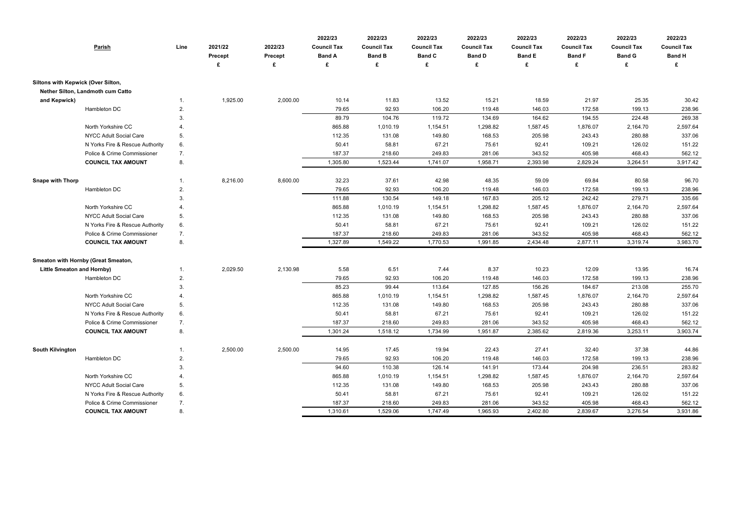| Parish | | Line | 2021/22 Precept £ | 2022/23 Precept £ | 2022/23 Council Tax Band A £ | 2022/23 Council Tax Band B £ | 2022/23 Council Tax Band C £ | 2022/23 Council Tax Band D £ | 2022/23 Council Tax Band E £ | 2022/23 Council Tax Band F £ | 2022/23 Council Tax Band G £ | 2022/23 Council Tax Band H £ |
|---|---|---|---|---|---|---|---|---|---|---|---|---|
| **Siltons with Kepwick (Over Silton, Nether Silton, Landmoth cum Catto and Kepwick)** | | 1. | 1,925.00 | 2,000.00 | 10.14 | 11.83 | 13.52 | 15.21 | 18.59 | 21.97 | 25.35 | 30.42 |
| | Hambleton DC | 2. | | | 79.65 | 92.93 | 106.20 | 119.48 | 146.03 | 172.58 | 199.13 | 238.96 |
| | | 3. | | | 89.79 | 104.76 | 119.72 | 134.69 | 164.62 | 194.55 | 224.48 | 269.38 |
| | North Yorkshire CC | 4. | | | 865.88 | 1,010.19 | 1,154.51 | 1,298.82 | 1,587.45 | 1,876.07 | 2,164.70 | 2,597.64 |
| | NYCC Adult Social Care | 5. | | | 112.35 | 131.08 | 149.80 | 168.53 | 205.98 | 243.43 | 280.88 | 337.06 |
| | N Yorks Fire & Rescue Authority | 6. | | | 50.41 | 58.81 | 67.21 | 75.61 | 92.41 | 109.21 | 126.02 | 151.22 |
| | Police & Crime Commissioner | 7. | | | 187.37 | 218.60 | 249.83 | 281.06 | 343.52 | 405.98 | 468.43 | 562.12 |
| | **COUNCIL TAX AMOUNT** | 8. | | | 1,305.80 | 1,523.44 | 1,741.07 | 1,958.71 | 2,393.98 | 2,829.24 | 3,264.51 | 3,917.42 |
| **Snape with Thorp** | | 1. | 8,216.00 | 8,600.00 | 32.23 | 37.61 | 42.98 | 48.35 | 59.09 | 69.84 | 80.58 | 96.70 |
| | Hambleton DC | 2. | | | 79.65 | 92.93 | 106.20 | 119.48 | 146.03 | 172.58 | 199.13 | 238.96 |
| | | 3. | | | 111.88 | 130.54 | 149.18 | 167.83 | 205.12 | 242.42 | 279.71 | 335.66 |
| | North Yorkshire CC | 4. | | | 865.88 | 1,010.19 | 1,154.51 | 1,298.82 | 1,587.45 | 1,876.07 | 2,164.70 | 2,597.64 |
| | NYCC Adult Social Care | 5. | | | 112.35 | 131.08 | 149.80 | 168.53 | 205.98 | 243.43 | 280.88 | 337.06 |
| | N Yorks Fire & Rescue Authority | 6. | | | 50.41 | 58.81 | 67.21 | 75.61 | 92.41 | 109.21 | 126.02 | 151.22 |
| | Police & Crime Commissioner | 7. | | | 187.37 | 218.60 | 249.83 | 281.06 | 343.52 | 405.98 | 468.43 | 562.12 |
| | **COUNCIL TAX AMOUNT** | 8. | | | 1,327.89 | 1,549.22 | 1,770.53 | 1,991.85 | 2,434.48 | 2,877.11 | 3,319.74 | 3,983.70 |
| **Smeaton with Hornby (Great Smeaton, Little Smeaton and Hornby)** | | 1. | 2,029.50 | 2,130.98 | 5.58 | 6.51 | 7.44 | 8.37 | 10.23 | 12.09 | 13.95 | 16.74 |
| | Hambleton DC | 2. | | | 79.65 | 92.93 | 106.20 | 119.48 | 146.03 | 172.58 | 199.13 | 238.96 |
| | | 3. | | | 85.23 | 99.44 | 113.64 | 127.85 | 156.26 | 184.67 | 213.08 | 255.70 |
| | North Yorkshire CC | 4. | | | 865.88 | 1,010.19 | 1,154.51 | 1,298.82 | 1,587.45 | 1,876.07 | 2,164.70 | 2,597.64 |
| | NYCC Adult Social Care | 5. | | | 112.35 | 131.08 | 149.80 | 168.53 | 205.98 | 243.43 | 280.88 | 337.06 |
| | N Yorks Fire & Rescue Authority | 6. | | | 50.41 | 58.81 | 67.21 | 75.61 | 92.41 | 109.21 | 126.02 | 151.22 |
| | Police & Crime Commissioner | 7. | | | 187.37 | 218.60 | 249.83 | 281.06 | 343.52 | 405.98 | 468.43 | 562.12 |
| | **COUNCIL TAX AMOUNT** | 8. | | | 1,301.24 | 1,518.12 | 1,734.99 | 1,951.87 | 2,385.62 | 2,819.36 | 3,253.11 | 3,903.74 |
| **South Kilvington** | | 1. | 2,500.00 | 2,500.00 | 14.95 | 17.45 | 19.94 | 22.43 | 27.41 | 32.40 | 37.38 | 44.86 |
| | Hambleton DC | 2. | | | 79.65 | 92.93 | 106.20 | 119.48 | 146.03 | 172.58 | 199.13 | 238.96 |
| | | 3. | | | 94.60 | 110.38 | 126.14 | 141.91 | 173.44 | 204.98 | 236.51 | 283.82 |
| | North Yorkshire CC | 4. | | | 865.88 | 1,010.19 | 1,154.51 | 1,298.82 | 1,587.45 | 1,876.07 | 2,164.70 | 2,597.64 |
| | NYCC Adult Social Care | 5. | | | 112.35 | 131.08 | 149.80 | 168.53 | 205.98 | 243.43 | 280.88 | 337.06 |
| | N Yorks Fire & Rescue Authority | 6. | | | 50.41 | 58.81 | 67.21 | 75.61 | 92.41 | 109.21 | 126.02 | 151.22 |
| | Police & Crime Commissioner | 7. | | | 187.37 | 218.60 | 249.83 | 281.06 | 343.52 | 405.98 | 468.43 | 562.12 |
| | **COUNCIL TAX AMOUNT** | 8. | | | 1,310.61 | 1,529.06 | 1,747.49 | 1,965.93 | 2,402.80 | 2,839.67 | 3,276.54 | 3,931.86 |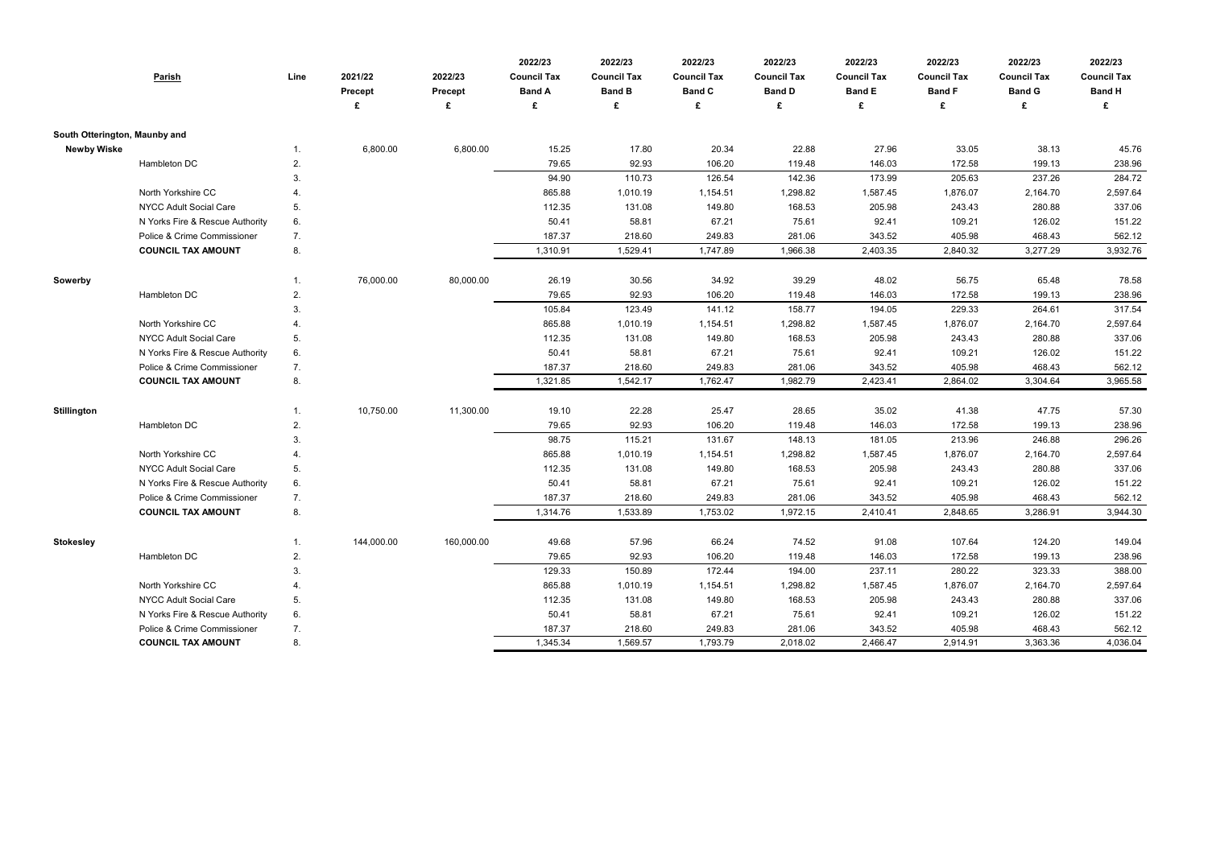| Parish | | Line | 2021/22 Precept £ | 2022/23 Precept £ | 2022/23 Council Tax Band A £ | 2022/23 Council Tax Band B £ | 2022/23 Council Tax Band C £ | 2022/23 Council Tax Band D £ | 2022/23 Council Tax Band E £ | 2022/23 Council Tax Band F £ | 2022/23 Council Tax Band G £ | 2022/23 Council Tax Band H £ |
|---|---|---|---|---|---|---|---|---|---|---|---|---|
| South Otterington, Maunby and Newby Wiske | | 1. | 6,800.00 | 6,800.00 | 15.25 | 17.80 | 20.34 | 22.88 | 27.96 | 33.05 | 38.13 | 45.76 |
| | Hambleton DC | 2. | | | 79.65 | 92.93 | 106.20 | 119.48 | 146.03 | 172.58 | 199.13 | 238.96 |
| | | 3. | | | 94.90 | 110.73 | 126.54 | 142.36 | 173.99 | 205.63 | 237.26 | 284.72 |
| | North Yorkshire CC | 4. | | | 865.88 | 1,010.19 | 1,154.51 | 1,298.82 | 1,587.45 | 1,876.07 | 2,164.70 | 2,597.64 |
| | NYCC Adult Social Care | 5. | | | 112.35 | 131.08 | 149.80 | 168.53 | 205.98 | 243.43 | 280.88 | 337.06 |
| | N Yorks Fire & Rescue Authority | 6. | | | 50.41 | 58.81 | 67.21 | 75.61 | 92.41 | 109.21 | 126.02 | 151.22 |
| | Police & Crime Commissioner | 7. | | | 187.37 | 218.60 | 249.83 | 281.06 | 343.52 | 405.98 | 468.43 | 562.12 |
| | **COUNCIL TAX AMOUNT** | 8. | | | 1,310.91 | 1,529.41 | 1,747.89 | 1,966.38 | 2,403.35 | 2,840.32 | 3,277.29 | 3,932.76 |
| Sowerby | | 1. | 76,000.00 | 80,000.00 | 26.19 | 30.56 | 34.92 | 39.29 | 48.02 | 56.75 | 65.48 | 78.58 |
| | Hambleton DC | 2. | | | 79.65 | 92.93 | 106.20 | 119.48 | 146.03 | 172.58 | 199.13 | 238.96 |
| | | 3. | | | 105.84 | 123.49 | 141.12 | 158.77 | 194.05 | 229.33 | 264.61 | 317.54 |
| | North Yorkshire CC | 4. | | | 865.88 | 1,010.19 | 1,154.51 | 1,298.82 | 1,587.45 | 1,876.07 | 2,164.70 | 2,597.64 |
| | NYCC Adult Social Care | 5. | | | 112.35 | 131.08 | 149.80 | 168.53 | 205.98 | 243.43 | 280.88 | 337.06 |
| | N Yorks Fire & Rescue Authority | 6. | | | 50.41 | 58.81 | 67.21 | 75.61 | 92.41 | 109.21 | 126.02 | 151.22 |
| | Police & Crime Commissioner | 7. | | | 187.37 | 218.60 | 249.83 | 281.06 | 343.52 | 405.98 | 468.43 | 562.12 |
| | **COUNCIL TAX AMOUNT** | 8. | | | 1,321.85 | 1,542.17 | 1,762.47 | 1,982.79 | 2,423.41 | 2,864.02 | 3,304.64 | 3,965.58 |
| Stillington | | 1. | 10,750.00 | 11,300.00 | 19.10 | 22.28 | 25.47 | 28.65 | 35.02 | 41.38 | 47.75 | 57.30 |
| | Hambleton DC | 2. | | | 79.65 | 92.93 | 106.20 | 119.48 | 146.03 | 172.58 | 199.13 | 238.96 |
| | | 3. | | | 98.75 | 115.21 | 131.67 | 148.13 | 181.05 | 213.96 | 246.88 | 296.26 |
| | North Yorkshire CC | 4. | | | 865.88 | 1,010.19 | 1,154.51 | 1,298.82 | 1,587.45 | 1,876.07 | 2,164.70 | 2,597.64 |
| | NYCC Adult Social Care | 5. | | | 112.35 | 131.08 | 149.80 | 168.53 | 205.98 | 243.43 | 280.88 | 337.06 |
| | N Yorks Fire & Rescue Authority | 6. | | | 50.41 | 58.81 | 67.21 | 75.61 | 92.41 | 109.21 | 126.02 | 151.22 |
| | Police & Crime Commissioner | 7. | | | 187.37 | 218.60 | 249.83 | 281.06 | 343.52 | 405.98 | 468.43 | 562.12 |
| | **COUNCIL TAX AMOUNT** | 8. | | | 1,314.76 | 1,533.89 | 1,753.02 | 1,972.15 | 2,410.41 | 2,848.65 | 3,286.91 | 3,944.30 |
| Stokesley | | 1. | 144,000.00 | 160,000.00 | 49.68 | 57.96 | 66.24 | 74.52 | 91.08 | 107.64 | 124.20 | 149.04 |
| | Hambleton DC | 2. | | | 79.65 | 92.93 | 106.20 | 119.48 | 146.03 | 172.58 | 199.13 | 238.96 |
| | | 3. | | | 129.33 | 150.89 | 172.44 | 194.00 | 237.11 | 280.22 | 323.33 | 388.00 |
| | North Yorkshire CC | 4. | | | 865.88 | 1,010.19 | 1,154.51 | 1,298.82 | 1,587.45 | 1,876.07 | 2,164.70 | 2,597.64 |
| | NYCC Adult Social Care | 5. | | | 112.35 | 131.08 | 149.80 | 168.53 | 205.98 | 243.43 | 280.88 | 337.06 |
| | N Yorks Fire & Rescue Authority | 6. | | | 50.41 | 58.81 | 67.21 | 75.61 | 92.41 | 109.21 | 126.02 | 151.22 |
| | Police & Crime Commissioner | 7. | | | 187.37 | 218.60 | 249.83 | 281.06 | 343.52 | 405.98 | 468.43 | 562.12 |
| | **COUNCIL TAX AMOUNT** | 8. | | | 1,345.34 | 1,569.57 | 1,793.79 | 2,018.02 | 2,466.47 | 2,914.91 | 3,363.36 | 4,036.04 |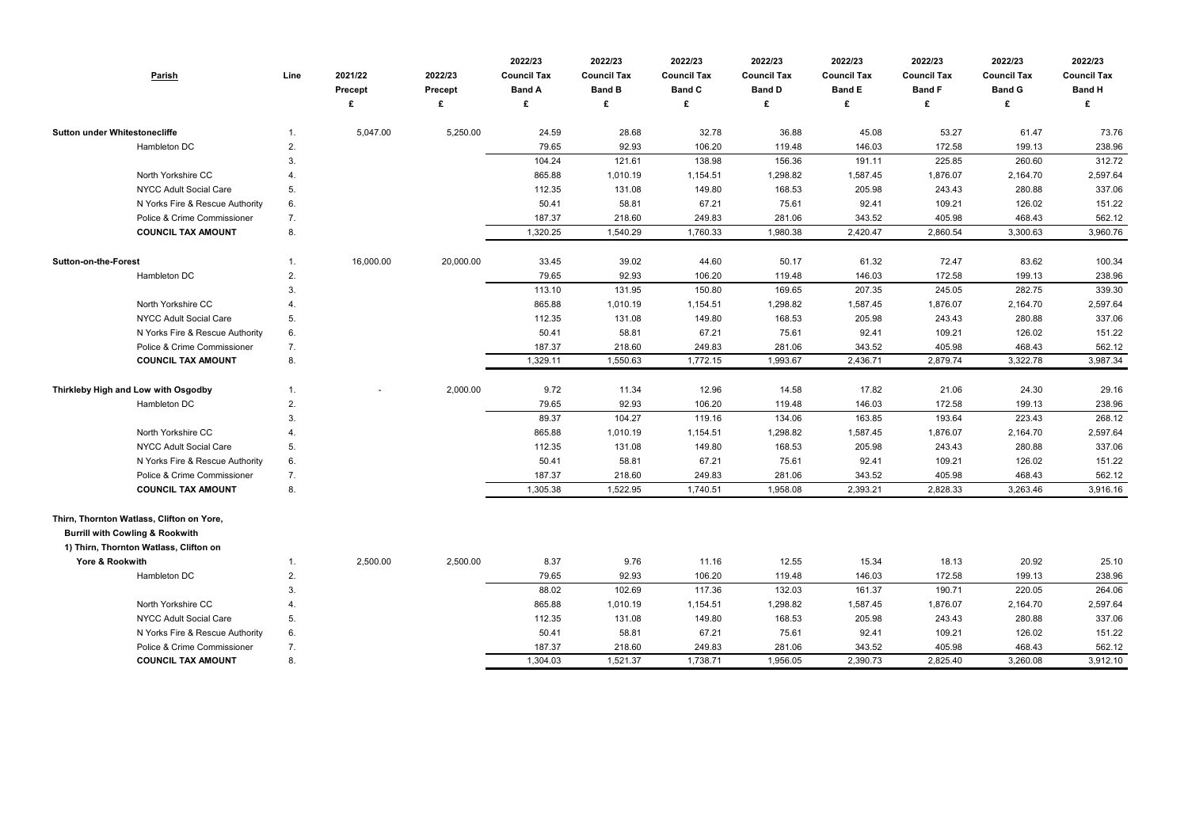| Parish | Line | 2021/22 Precept £ | 2022/23 Precept £ | 2022/23 Council Tax Band A £ | 2022/23 Council Tax Band B £ | 2022/23 Council Tax Band C £ | 2022/23 Council Tax Band D £ | 2022/23 Council Tax Band E £ | 2022/23 Council Tax Band F £ | 2022/23 Council Tax Band G £ | 2022/23 Council Tax Band H £ |
|---|---|---|---|---|---|---|---|---|---|---|---|
| **Sutton under Whitestonecliffe** | 1. | 5,047.00 | 5,250.00 | 24.59 | 28.68 | 32.78 | 36.88 | 45.08 | 53.27 | 61.47 | 73.76 |
| Hambleton DC | 2. | | | 79.65 | 92.93 | 106.20 | 119.48 | 146.03 | 172.58 | 199.13 | 238.96 |
| | 3. | | | 104.24 | 121.61 | 138.98 | 156.36 | 191.11 | 225.85 | 260.60 | 312.72 |
| North Yorkshire CC | 4. | | | 865.88 | 1,010.19 | 1,154.51 | 1,298.82 | 1,587.45 | 1,876.07 | 2,164.70 | 2,597.64 |
| NYCC Adult Social Care | 5. | | | 112.35 | 131.08 | 149.80 | 168.53 | 205.98 | 243.43 | 280.88 | 337.06 |
| N Yorks Fire & Rescue Authority | 6. | | | 50.41 | 58.81 | 67.21 | 75.61 | 92.41 | 109.21 | 126.02 | 151.22 |
| Police & Crime Commissioner | 7. | | | 187.37 | 218.60 | 249.83 | 281.06 | 343.52 | 405.98 | 468.43 | 562.12 |
| **COUNCIL TAX AMOUNT** | 8. | | | 1,320.25 | 1,540.29 | 1,760.33 | 1,980.38 | 2,420.47 | 2,860.54 | 3,300.63 | 3,960.76 |
| **Sutton-on-the-Forest** | 1. | 16,000.00 | 20,000.00 | 33.45 | 39.02 | 44.60 | 50.17 | 61.32 | 72.47 | 83.62 | 100.34 |
| Hambleton DC | 2. | | | 79.65 | 92.93 | 106.20 | 119.48 | 146.03 | 172.58 | 199.13 | 238.96 |
| | 3. | | | 113.10 | 131.95 | 150.80 | 169.65 | 207.35 | 245.05 | 282.75 | 339.30 |
| North Yorkshire CC | 4. | | | 865.88 | 1,010.19 | 1,154.51 | 1,298.82 | 1,587.45 | 1,876.07 | 2,164.70 | 2,597.64 |
| NYCC Adult Social Care | 5. | | | 112.35 | 131.08 | 149.80 | 168.53 | 205.98 | 243.43 | 280.88 | 337.06 |
| N Yorks Fire & Rescue Authority | 6. | | | 50.41 | 58.81 | 67.21 | 75.61 | 92.41 | 109.21 | 126.02 | 151.22 |
| Police & Crime Commissioner | 7. | | | 187.37 | 218.60 | 249.83 | 281.06 | 343.52 | 405.98 | 468.43 | 562.12 |
| **COUNCIL TAX AMOUNT** | 8. | | | 1,329.11 | 1,550.63 | 1,772.15 | 1,993.67 | 2,436.71 | 2,879.74 | 3,322.78 | 3,987.34 |
| **Thirkleby High and Low with Osgodby** | 1. | - | 2,000.00 | 9.72 | 11.34 | 12.96 | 14.58 | 17.82 | 21.06 | 24.30 | 29.16 |
| Hambleton DC | 2. | | | 79.65 | 92.93 | 106.20 | 119.48 | 146.03 | 172.58 | 199.13 | 238.96 |
| | 3. | | | 89.37 | 104.27 | 119.16 | 134.06 | 163.85 | 193.64 | 223.43 | 268.12 |
| North Yorkshire CC | 4. | | | 865.88 | 1,010.19 | 1,154.51 | 1,298.82 | 1,587.45 | 1,876.07 | 2,164.70 | 2,597.64 |
| NYCC Adult Social Care | 5. | | | 112.35 | 131.08 | 149.80 | 168.53 | 205.98 | 243.43 | 280.88 | 337.06 |
| N Yorks Fire & Rescue Authority | 6. | | | 50.41 | 58.81 | 67.21 | 75.61 | 92.41 | 109.21 | 126.02 | 151.22 |
| Police & Crime Commissioner | 7. | | | 187.37 | 218.60 | 249.83 | 281.06 | 343.52 | 405.98 | 468.43 | 562.12 |
| **COUNCIL TAX AMOUNT** | 8. | | | 1,305.38 | 1,522.95 | 1,740.51 | 1,958.08 | 2,393.21 | 2,828.33 | 3,263.46 | 3,916.16 |
| **Thirn, Thornton Watlass, Clifton on Yore, Burrill with Cowling & Rookwith** | | | | | | | | | | | |
| **1) Thirn, Thornton Watlass, Clifton on Yore & Rookwith** | 1. | 2,500.00 | 2,500.00 | 8.37 | 9.76 | 11.16 | 12.55 | 15.34 | 18.13 | 20.92 | 25.10 |
| Hambleton DC | 2. | | | 79.65 | 92.93 | 106.20 | 119.48 | 146.03 | 172.58 | 199.13 | 238.96 |
| | 3. | | | 88.02 | 102.69 | 117.36 | 132.03 | 161.37 | 190.71 | 220.05 | 264.06 |
| North Yorkshire CC | 4. | | | 865.88 | 1,010.19 | 1,154.51 | 1,298.82 | 1,587.45 | 1,876.07 | 2,164.70 | 2,597.64 |
| NYCC Adult Social Care | 5. | | | 112.35 | 131.08 | 149.80 | 168.53 | 205.98 | 243.43 | 280.88 | 337.06 |
| N Yorks Fire & Rescue Authority | 6. | | | 50.41 | 58.81 | 67.21 | 75.61 | 92.41 | 109.21 | 126.02 | 151.22 |
| Police & Crime Commissioner | 7. | | | 187.37 | 218.60 | 249.83 | 281.06 | 343.52 | 405.98 | 468.43 | 562.12 |
| **COUNCIL TAX AMOUNT** | 8. | | | 1,304.03 | 1,521.37 | 1,738.71 | 1,956.05 | 2,390.73 | 2,825.40 | 3,260.08 | 3,912.10 |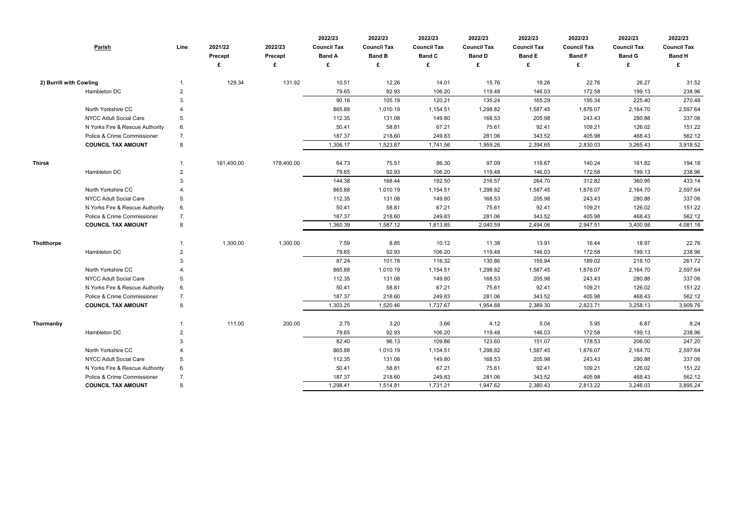| Parish | | Line | 2021/22 Precept £ | 2022/23 Precept £ | 2022/23 Council Tax Band A £ | 2022/23 Council Tax Band B £ | 2022/23 Council Tax Band C £ | 2022/23 Council Tax Band D £ | 2022/23 Council Tax Band E £ | 2022/23 Council Tax Band F £ | 2022/23 Council Tax Band G £ | 2022/23 Council Tax Band H £ |
|---|---|---|---|---|---|---|---|---|---|---|---|---|
| **2) Burrill with Cowling** | | 1. | 129.34 | 131.92 | 10.51 | 12.26 | 14.01 | 15.76 | 19.26 | 22.76 | 26.27 | 31.52 |
| | Hambleton DC | 2. | | | 79.65 | 92.93 | 106.20 | 119.48 | 146.03 | 172.58 | 199.13 | 238.96 |
| | | 3. | | | 90.16 | 105.19 | 120.21 | 135.24 | 165.29 | 195.34 | 225.40 | 270.48 |
| | North Yorkshire CC | 4. | | | 865.88 | 1,010.19 | 1,154.51 | 1,298.82 | 1,587.45 | 1,876.07 | 2,164.70 | 2,597.64 |
| | NYCC Adult Social Care | 5. | | | 112.35 | 131.08 | 149.80 | 168.53 | 205.98 | 243.43 | 280.88 | 337.06 |
| | N Yorks Fire & Rescue Authority | 6. | | | 50.41 | 58.81 | 67.21 | 75.61 | 92.41 | 109.21 | 126.02 | 151.22 |
| | Police & Crime Commissioner | 7. | | | 187.37 | 218.60 | 249.83 | 281.06 | 343.52 | 405.98 | 468.43 | 562.12 |
| | **COUNCIL TAX AMOUNT** | 8. | | | 1,306.17 | 1,523.87 | 1,741.56 | 1,959.26 | 2,394.65 | 2,830.03 | 3,265.43 | 3,918.52 |
| **Thirsk** | | 1. | 161,400.00 | 178,400.00 | 64.73 | 75.51 | 86.30 | 97.09 | 118.67 | 140.24 | 161.82 | 194.18 |
| | Hambleton DC | 2. | | | 79.65 | 92.93 | 106.20 | 119.48 | 146.03 | 172.58 | 199.13 | 238.96 |
| | | 3. | | | 144.38 | 168.44 | 192.50 | 216.57 | 264.70 | 312.82 | 360.95 | 433.14 |
| | North Yorkshire CC | 4. | | | 865.88 | 1,010.19 | 1,154.51 | 1,298.82 | 1,587.45 | 1,876.07 | 2,164.70 | 2,597.64 |
| | NYCC Adult Social Care | 5. | | | 112.35 | 131.08 | 149.80 | 168.53 | 205.98 | 243.43 | 280.88 | 337.06 |
| | N Yorks Fire & Rescue Authority | 6. | | | 50.41 | 58.81 | 67.21 | 75.61 | 92.41 | 109.21 | 126.02 | 151.22 |
| | Police & Crime Commissioner | 7. | | | 187.37 | 218.60 | 249.83 | 281.06 | 343.52 | 405.98 | 468.43 | 562.12 |
| | **COUNCIL TAX AMOUNT** | 8. | | | 1,360.39 | 1,587.12 | 1,813.85 | 2,040.59 | 2,494.06 | 2,947.51 | 3,400.98 | 4,081.18 |
| **Tholthorpe** | | 1. | 1,300.00 | 1,300.00 | 7.59 | 8.85 | 10.12 | 11.38 | 13.91 | 16.44 | 18.97 | 22.76 |
| | Hambleton DC | 2. | | | 79.65 | 92.93 | 106.20 | 119.48 | 146.03 | 172.58 | 199.13 | 238.96 |
| | | 3. | | | 87.24 | 101.78 | 116.32 | 130.86 | 159.94 | 189.02 | 218.10 | 261.72 |
| | North Yorkshire CC | 4. | | | 865.88 | 1,010.19 | 1,154.51 | 1,298.82 | 1,587.45 | 1,876.07 | 2,164.70 | 2,597.64 |
| | NYCC Adult Social Care | 5. | | | 112.35 | 131.08 | 149.80 | 168.53 | 205.98 | 243.43 | 280.88 | 337.06 |
| | N Yorks Fire & Rescue Authority | 6. | | | 50.41 | 58.81 | 67.21 | 75.61 | 92.41 | 109.21 | 126.02 | 151.22 |
| | Police & Crime Commissioner | 7. | | | 187.37 | 218.60 | 249.83 | 281.06 | 343.52 | 405.98 | 468.43 | 562.12 |
| | **COUNCIL TAX AMOUNT** | 8. | | | 1,303.25 | 1,520.46 | 1,737.67 | 1,954.88 | 2,389.30 | 2,823.71 | 3,258.13 | 3,909.76 |
| **Thormanby** | | 1. | 111.00 | 200.00 | 2.75 | 3.20 | 3.66 | 4.12 | 5.04 | 5.95 | 6.87 | 8.24 |
| | Hambleton DC | 2. | | | 79.65 | 92.93 | 106.20 | 119.48 | 146.03 | 172.58 | 199.13 | 238.96 |
| | | 3. | | | 82.40 | 96.13 | 109.86 | 123.60 | 151.07 | 178.53 | 206.00 | 247.20 |
| | North Yorkshire CC | 4. | | | 865.88 | 1,010.19 | 1,154.51 | 1,298.82 | 1,587.45 | 1,876.07 | 2,164.70 | 2,597.64 |
| | NYCC Adult Social Care | 5. | | | 112.35 | 131.08 | 149.80 | 168.53 | 205.98 | 243.43 | 280.88 | 337.06 |
| | N Yorks Fire & Rescue Authority | 6. | | | 50.41 | 58.81 | 67.21 | 75.61 | 92.41 | 109.21 | 126.02 | 151.22 |
| | Police & Crime Commissioner | 7. | | | 187.37 | 218.60 | 249.83 | 281.06 | 343.52 | 405.98 | 468.43 | 562.12 |
| | **COUNCIL TAX AMOUNT** | 8. | | | 1,298.41 | 1,514.81 | 1,731.21 | 1,947.62 | 2,380.43 | 2,813.22 | 3,246.03 | 3,895.24 |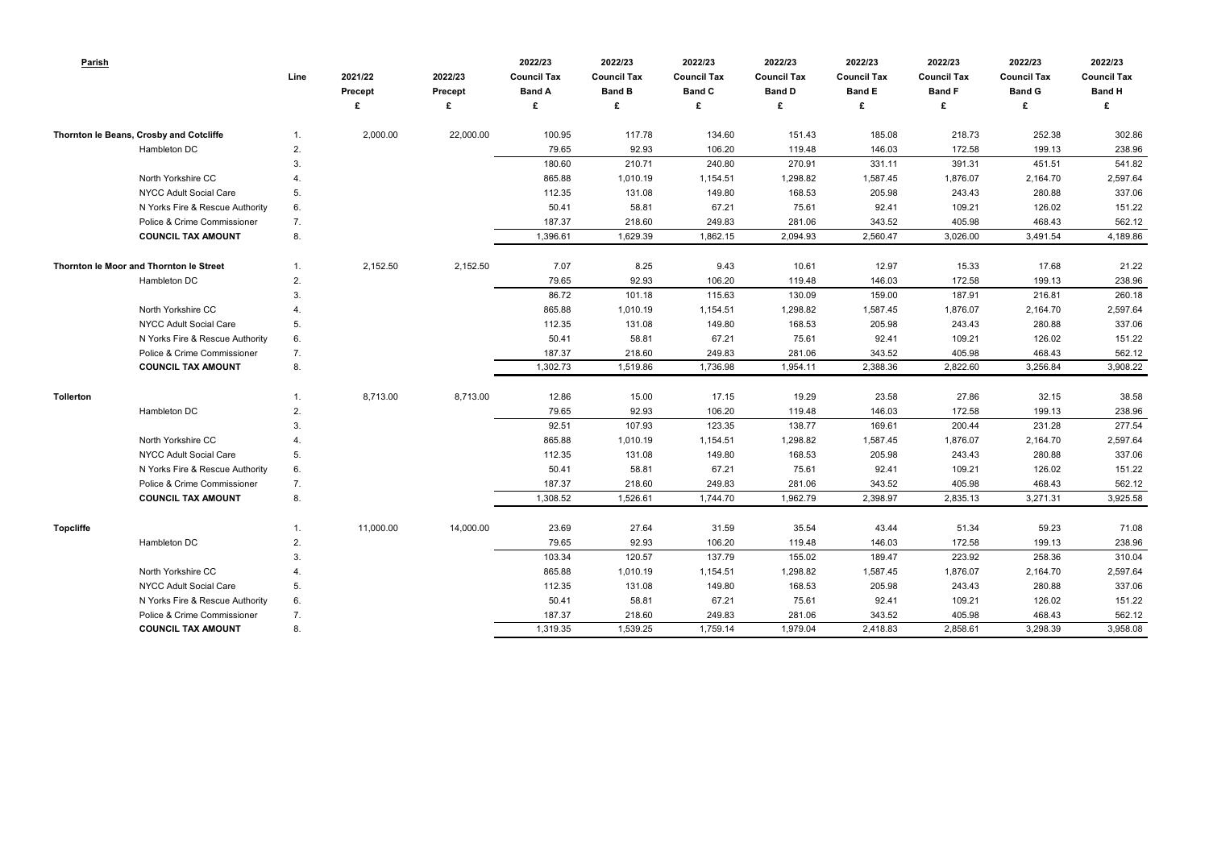| Parish | Line | 2021/22 Precept £ | 2022/23 Precept £ | 2022/23 Council Tax Band A £ | 2022/23 Council Tax Band B £ | 2022/23 Council Tax Band C £ | 2022/23 Council Tax Band D £ | 2022/23 Council Tax Band E £ | 2022/23 Council Tax Band F £ | 2022/23 Council Tax Band G £ | 2022/23 Council Tax Band H £ |
|---|---|---|---|---|---|---|---|---|---|---|---|
| **Thornton le Beans, Crosby and Cotcliffe** | 1. | 2,000.00 | 22,000.00 | 100.95 | 117.78 | 134.60 | 151.43 | 185.08 | 218.73 | 252.38 | 302.86 |
| Hambleton DC | 2. | | | 79.65 | 92.93 | 106.20 | 119.48 | 146.03 | 172.58 | 199.13 | 238.96 |
| | 3. | | | 180.60 | 210.71 | 240.80 | 270.91 | 331.11 | 391.31 | 451.51 | 541.82 |
| North Yorkshire CC | 4. | | | 865.88 | 1,010.19 | 1,154.51 | 1,298.82 | 1,587.45 | 1,876.07 | 2,164.70 | 2,597.64 |
| NYCC Adult Social Care | 5. | | | 112.35 | 131.08 | 149.80 | 168.53 | 205.98 | 243.43 | 280.88 | 337.06 |
| N Yorks Fire & Rescue Authority | 6. | | | 50.41 | 58.81 | 67.21 | 75.61 | 92.41 | 109.21 | 126.02 | 151.22 |
| Police & Crime Commissioner | 7. | | | 187.37 | 218.60 | 249.83 | 281.06 | 343.52 | 405.98 | 468.43 | 562.12 |
| **COUNCIL TAX AMOUNT** | 8. | | | 1,396.61 | 1,629.39 | 1,862.15 | 2,094.93 | 2,560.47 | 3,026.00 | 3,491.54 | 4,189.86 |
| **Thornton le Moor and Thornton le Street** | 1. | 2,152.50 | 2,152.50 | 7.07 | 8.25 | 9.43 | 10.61 | 12.97 | 15.33 | 17.68 | 21.22 |
| Hambleton DC | 2. | | | 79.65 | 92.93 | 106.20 | 119.48 | 146.03 | 172.58 | 199.13 | 238.96 |
| | 3. | | | 86.72 | 101.18 | 115.63 | 130.09 | 159.00 | 187.91 | 216.81 | 260.18 |
| North Yorkshire CC | 4. | | | 865.88 | 1,010.19 | 1,154.51 | 1,298.82 | 1,587.45 | 1,876.07 | 2,164.70 | 2,597.64 |
| NYCC Adult Social Care | 5. | | | 112.35 | 131.08 | 149.80 | 168.53 | 205.98 | 243.43 | 280.88 | 337.06 |
| N Yorks Fire & Rescue Authority | 6. | | | 50.41 | 58.81 | 67.21 | 75.61 | 92.41 | 109.21 | 126.02 | 151.22 |
| Police & Crime Commissioner | 7. | | | 187.37 | 218.60 | 249.83 | 281.06 | 343.52 | 405.98 | 468.43 | 562.12 |
| **COUNCIL TAX AMOUNT** | 8. | | | 1,302.73 | 1,519.86 | 1,736.98 | 1,954.11 | 2,388.36 | 2,822.60 | 3,256.84 | 3,908.22 |
| **Tollerton** | 1. | 8,713.00 | 8,713.00 | 12.86 | 15.00 | 17.15 | 19.29 | 23.58 | 27.86 | 32.15 | 38.58 |
| Hambleton DC | 2. | | | 79.65 | 92.93 | 106.20 | 119.48 | 146.03 | 172.58 | 199.13 | 238.96 |
| | 3. | | | 92.51 | 107.93 | 123.35 | 138.77 | 169.61 | 200.44 | 231.28 | 277.54 |
| North Yorkshire CC | 4. | | | 865.88 | 1,010.19 | 1,154.51 | 1,298.82 | 1,587.45 | 1,876.07 | 2,164.70 | 2,597.64 |
| NYCC Adult Social Care | 5. | | | 112.35 | 131.08 | 149.80 | 168.53 | 205.98 | 243.43 | 280.88 | 337.06 |
| N Yorks Fire & Rescue Authority | 6. | | | 50.41 | 58.81 | 67.21 | 75.61 | 92.41 | 109.21 | 126.02 | 151.22 |
| Police & Crime Commissioner | 7. | | | 187.37 | 218.60 | 249.83 | 281.06 | 343.52 | 405.98 | 468.43 | 562.12 |
| **COUNCIL TAX AMOUNT** | 8. | | | 1,308.52 | 1,526.61 | 1,744.70 | 1,962.79 | 2,398.97 | 2,835.13 | 3,271.31 | 3,925.58 |
| **Topcliffe** | 1. | 11,000.00 | 14,000.00 | 23.69 | 27.64 | 31.59 | 35.54 | 43.44 | 51.34 | 59.23 | 71.08 |
| Hambleton DC | 2. | | | 79.65 | 92.93 | 106.20 | 119.48 | 146.03 | 172.58 | 199.13 | 238.96 |
| | 3. | | | 103.34 | 120.57 | 137.79 | 155.02 | 189.47 | 223.92 | 258.36 | 310.04 |
| North Yorkshire CC | 4. | | | 865.88 | 1,010.19 | 1,154.51 | 1,298.82 | 1,587.45 | 1,876.07 | 2,164.70 | 2,597.64 |
| NYCC Adult Social Care | 5. | | | 112.35 | 131.08 | 149.80 | 168.53 | 205.98 | 243.43 | 280.88 | 337.06 |
| N Yorks Fire & Rescue Authority | 6. | | | 50.41 | 58.81 | 67.21 | 75.61 | 92.41 | 109.21 | 126.02 | 151.22 |
| Police & Crime Commissioner | 7. | | | 187.37 | 218.60 | 249.83 | 281.06 | 343.52 | 405.98 | 468.43 | 562.12 |
| **COUNCIL TAX AMOUNT** | 8. | | | 1,319.35 | 1,539.25 | 1,759.14 | 1,979.04 | 2,418.83 | 2,858.61 | 3,298.39 | 3,958.08 |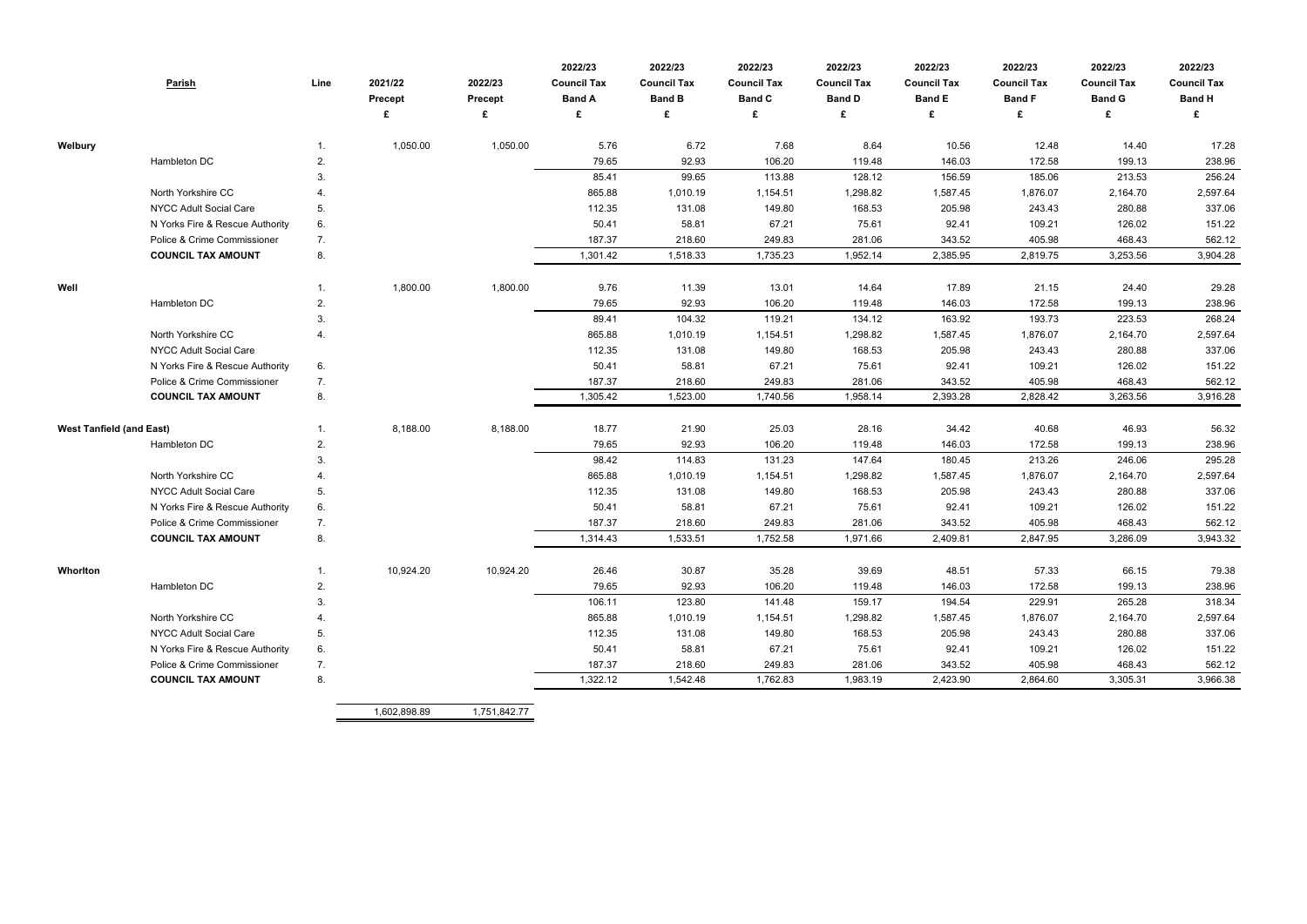| Parish | | Line | 2021/22 Precept £ | 2022/23 Precept £ | 2022/23 Council Tax Band A £ | 2022/23 Council Tax Band B £ | 2022/23 Council Tax Band C £ | 2022/23 Council Tax Band D £ | 2022/23 Council Tax Band E £ | 2022/23 Council Tax Band F £ | 2022/23 Council Tax Band G £ | 2022/23 Council Tax Band H £ |
|---|---|---|---|---|---|---|---|---|---|---|---|---|
| **Welbury** | | 1. | 1,050.00 | 1,050.00 | 5.76 | 6.72 | 7.68 | 8.64 | 10.56 | 12.48 | 14.40 | 17.28 |
| | Hambleton DC | 2. | | | 79.65 | 92.93 | 106.20 | 119.48 | 146.03 | 172.58 | 199.13 | 238.96 |
| | | 3. | | | 85.41 | 99.65 | 113.88 | 128.12 | 156.59 | 185.06 | 213.53 | 256.24 |
| | North Yorkshire CC | 4. | | | 865.88 | 1,010.19 | 1,154.51 | 1,298.82 | 1,587.45 | 1,876.07 | 2,164.70 | 2,597.64 |
| | NYCC Adult Social Care | 5. | | | 112.35 | 131.08 | 149.80 | 168.53 | 205.98 | 243.43 | 280.88 | 337.06 |
| | N Yorks Fire & Rescue Authority | 6. | | | 50.41 | 58.81 | 67.21 | 75.61 | 92.41 | 109.21 | 126.02 | 151.22 |
| | Police & Crime Commissioner | 7. | | | 187.37 | 218.60 | 249.83 | 281.06 | 343.52 | 405.98 | 468.43 | 562.12 |
| | **COUNCIL TAX AMOUNT** | 8. | | | 1,301.42 | 1,518.33 | 1,735.23 | 1,952.14 | 2,385.95 | 2,819.75 | 3,253.56 | 3,904.28 |
| **Well** | | 1. | 1,800.00 | 1,800.00 | 9.76 | 11.39 | 13.01 | 14.64 | 17.89 | 21.15 | 24.40 | 29.28 |
| | Hambleton DC | 2. | | | 79.65 | 92.93 | 106.20 | 119.48 | 146.03 | 172.58 | 199.13 | 238.96 |
| | | 3. | | | 89.41 | 104.32 | 119.21 | 134.12 | 163.92 | 193.73 | 223.53 | 268.24 |
| | North Yorkshire CC | 4. | | | 865.88 | 1,010.19 | 1,154.51 | 1,298.82 | 1,587.45 | 1,876.07 | 2,164.70 | 2,597.64 |
| | NYCC Adult Social Care | | | | 112.35 | 131.08 | 149.80 | 168.53 | 205.98 | 243.43 | 280.88 | 337.06 |
| | N Yorks Fire & Rescue Authority | 6. | | | 50.41 | 58.81 | 67.21 | 75.61 | 92.41 | 109.21 | 126.02 | 151.22 |
| | Police & Crime Commissioner | 7. | | | 187.37 | 218.60 | 249.83 | 281.06 | 343.52 | 405.98 | 468.43 | 562.12 |
| | **COUNCIL TAX AMOUNT** | 8. | | | 1,305.42 | 1,523.00 | 1,740.56 | 1,958.14 | 2,393.28 | 2,828.42 | 3,263.56 | 3,916.28 |
| **West Tanfield (and East)** | | 1. | 8,188.00 | 8,188.00 | 18.77 | 21.90 | 25.03 | 28.16 | 34.42 | 40.68 | 46.93 | 56.32 |
| | Hambleton DC | 2. | | | 79.65 | 92.93 | 106.20 | 119.48 | 146.03 | 172.58 | 199.13 | 238.96 |
| | | 3. | | | 98.42 | 114.83 | 131.23 | 147.64 | 180.45 | 213.26 | 246.06 | 295.28 |
| | North Yorkshire CC | 4. | | | 865.88 | 1,010.19 | 1,154.51 | 1,298.82 | 1,587.45 | 1,876.07 | 2,164.70 | 2,597.64 |
| | NYCC Adult Social Care | 5. | | | 112.35 | 131.08 | 149.80 | 168.53 | 205.98 | 243.43 | 280.88 | 337.06 |
| | N Yorks Fire & Rescue Authority | 6. | | | 50.41 | 58.81 | 67.21 | 75.61 | 92.41 | 109.21 | 126.02 | 151.22 |
| | Police & Crime Commissioner | 7. | | | 187.37 | 218.60 | 249.83 | 281.06 | 343.52 | 405.98 | 468.43 | 562.12 |
| | **COUNCIL TAX AMOUNT** | 8. | | | 1,314.43 | 1,533.51 | 1,752.58 | 1,971.66 | 2,409.81 | 2,847.95 | 3,286.09 | 3,943.32 |
| **Whorlton** | | 1. | 10,924.20 | 10,924.20 | 26.46 | 30.87 | 35.28 | 39.69 | 48.51 | 57.33 | 66.15 | 79.38 |
| | Hambleton DC | 2. | | | 79.65 | 92.93 | 106.20 | 119.48 | 146.03 | 172.58 | 199.13 | 238.96 |
| | | 3. | | | 106.11 | 123.80 | 141.48 | 159.17 | 194.54 | 229.91 | 265.28 | 318.34 |
| | North Yorkshire CC | 4. | | | 865.88 | 1,010.19 | 1,154.51 | 1,298.82 | 1,587.45 | 1,876.07 | 2,164.70 | 2,597.64 |
| | NYCC Adult Social Care | 5. | | | 112.35 | 131.08 | 149.80 | 168.53 | 205.98 | 243.43 | 280.88 | 337.06 |
| | N Yorks Fire & Rescue Authority | 6. | | | 50.41 | 58.81 | 67.21 | 75.61 | 92.41 | 109.21 | 126.02 | 151.22 |
| | Police & Crime Commissioner | 7. | | | 187.37 | 218.60 | 249.83 | 281.06 | 343.52 | 405.98 | 468.43 | 562.12 |
| | **COUNCIL TAX AMOUNT** | 8. | | | 1,322.12 | 1,542.48 | 1,762.83 | 1,983.19 | 2,423.90 | 2,864.60 | 3,305.31 | 3,966.38 |
| | | | 1,602,898.89 | 1,751,842.77 | | | | | | | | |